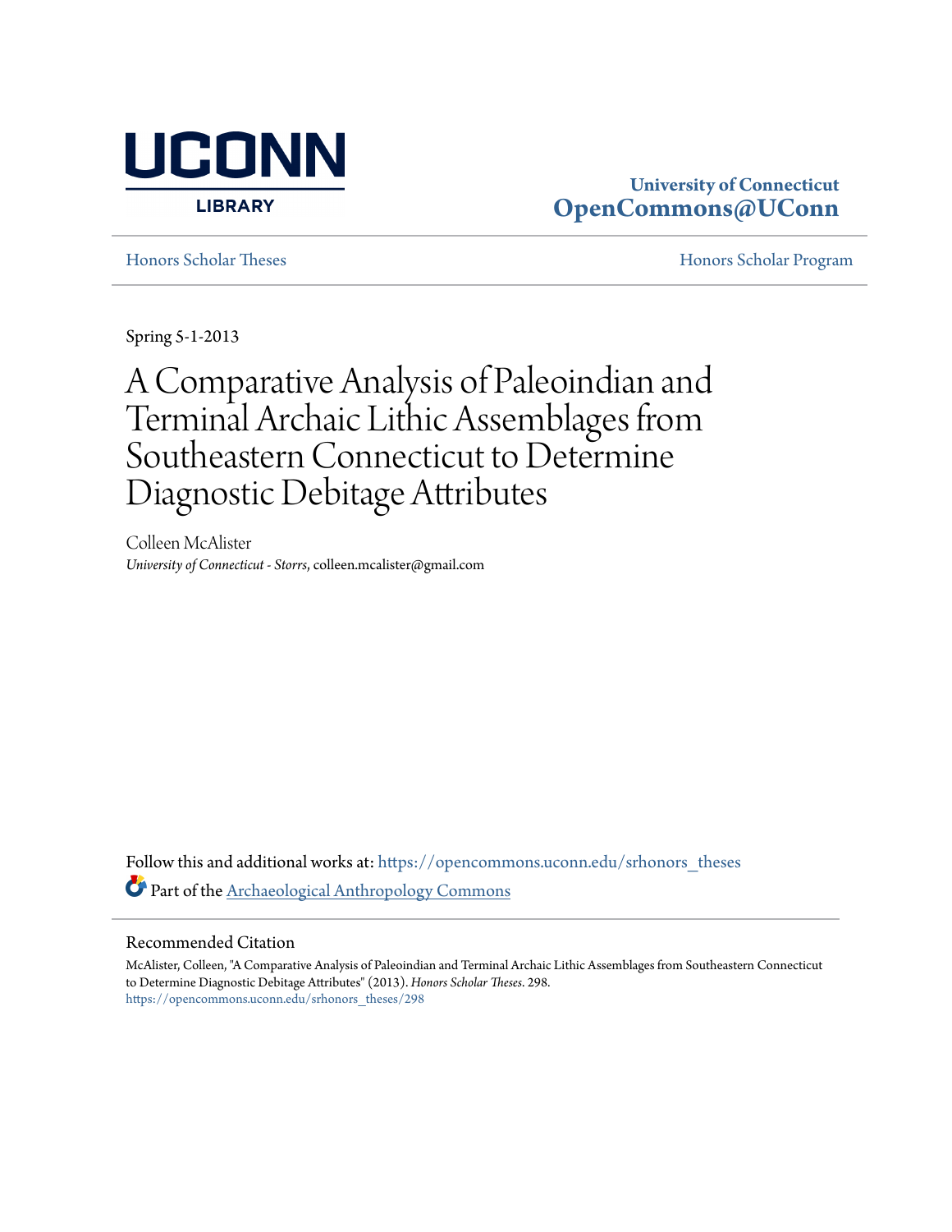University of Connecticut
**OpenCommons@UConn**

Honors Scholar Theses | Honors Scholar Program

Spring 5-1-2013

# A Comparative Analysis of Paleoindian and Terminal Archaic Lithic Assemblages from Southeastern Connecticut to Determine Diagnostic Debitage Attributes

Colleen McAlister
*University of Connecticut - Storrs*, colleen.mcalister@gmail.com

Follow this and additional works at: https://opencommons.uconn.edu/srhonors_theses

Part of the Archaeological Anthropology Commons

## Recommended Citation

McAlister, Colleen, "A Comparative Analysis of Paleoindian and Terminal Archaic Lithic Assemblages from Southeastern Connecticut to Determine Diagnostic Debitage Attributes" (2013). *Honors Scholar Theses*. 298.
https://opencommons.uconn.edu/srhonors_theses/298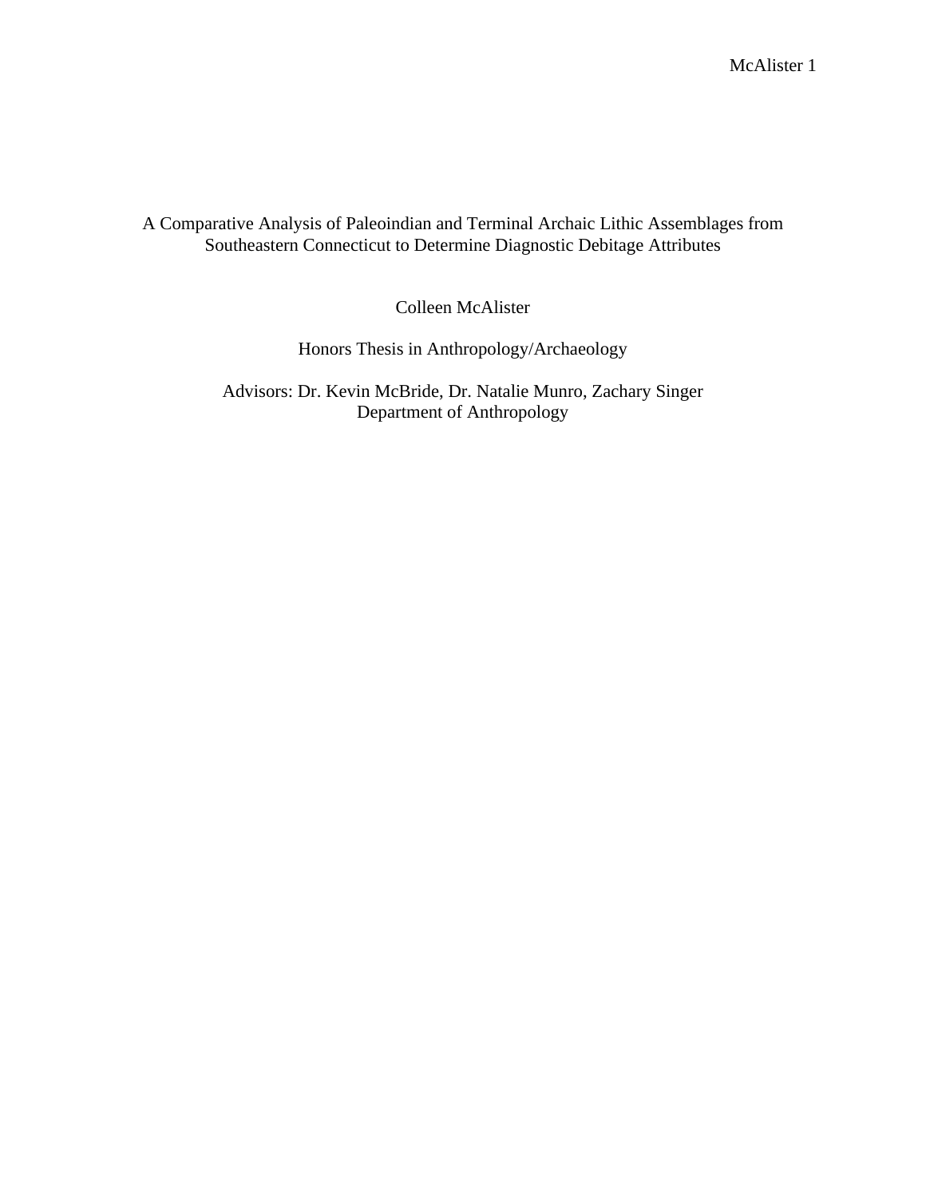# A Comparative Analysis of Paleoindian and Terminal Archaic Lithic Assemblages from Southeastern Connecticut to Determine Diagnostic Debitage Attributes

Colleen McAlister

Honors Thesis in Anthropology/Archaeology

Advisors: Dr. Kevin McBride, Dr. Natalie Munro, Zachary Singer
Department of Anthropology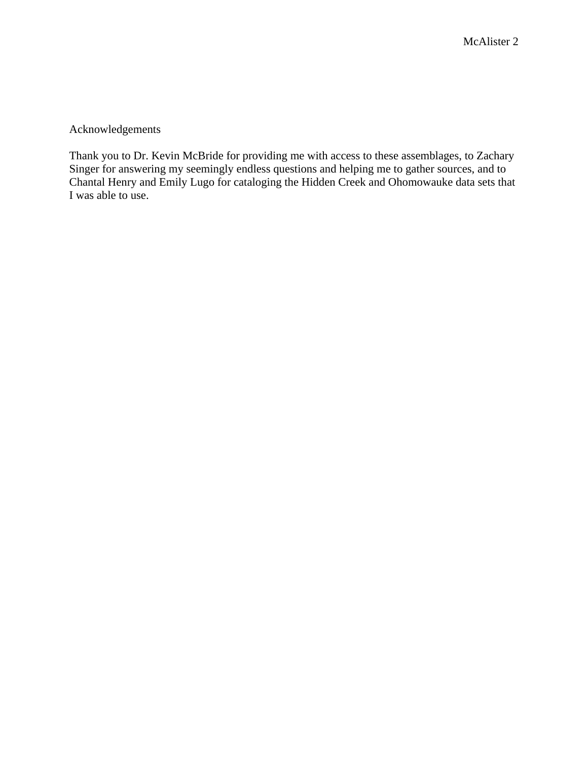## Acknowledgements

Thank you to Dr. Kevin McBride for providing me with access to these assemblages, to Zachary Singer for answering my seemingly endless questions and helping me to gather sources, and to Chantal Henry and Emily Lugo for cataloging the Hidden Creek and Ohomowauke data sets that I was able to use.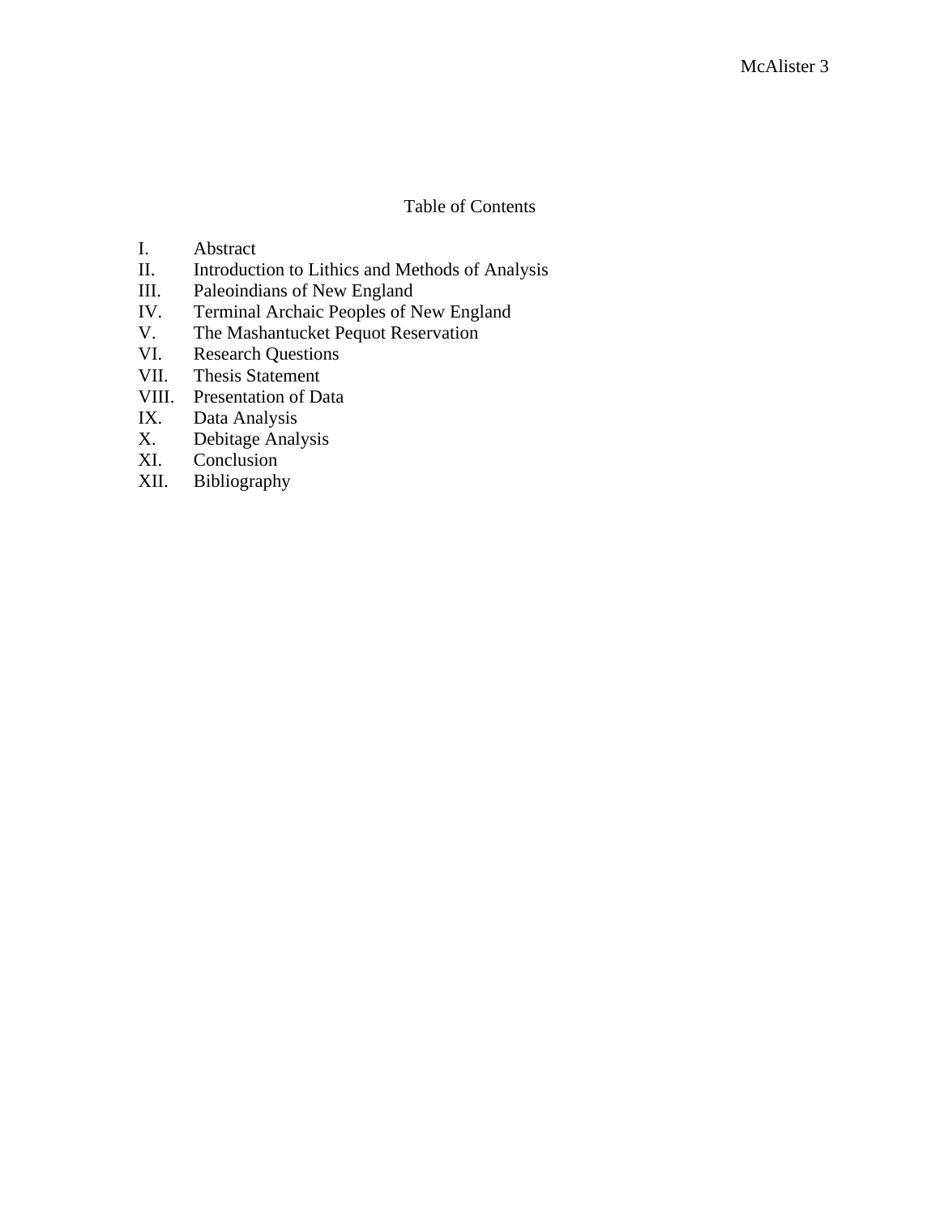# Table of Contents

I. Abstract
II. Introduction to Lithics and Methods of Analysis
III. Paleoindians of New England
IV. Terminal Archaic Peoples of New England
V. The Mashantucket Pequot Reservation
VI. Research Questions
VII. Thesis Statement
VIII. Presentation of Data
IX. Data Analysis
X. Debitage Analysis
XI. Conclusion
XII. Bibliography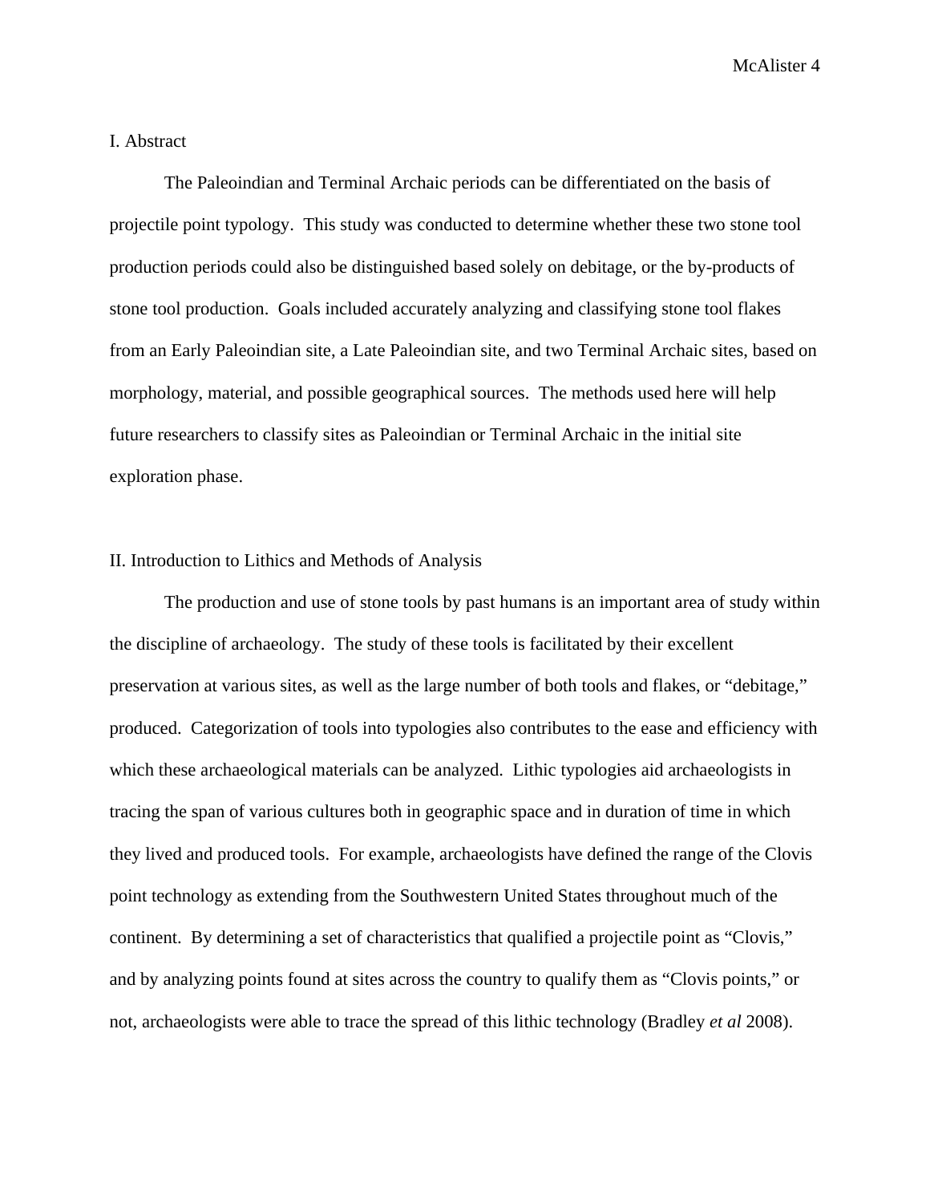## I. Abstract

The Paleoindian and Terminal Archaic periods can be differentiated on the basis of projectile point typology. This study was conducted to determine whether these two stone tool production periods could also be distinguished based solely on debitage, or the by-products of stone tool production. Goals included accurately analyzing and classifying stone tool flakes from an Early Paleoindian site, a Late Paleoindian site, and two Terminal Archaic sites, based on morphology, material, and possible geographical sources. The methods used here will help future researchers to classify sites as Paleoindian or Terminal Archaic in the initial site exploration phase.

## II. Introduction to Lithics and Methods of Analysis

The production and use of stone tools by past humans is an important area of study within the discipline of archaeology. The study of these tools is facilitated by their excellent preservation at various sites, as well as the large number of both tools and flakes, or "debitage," produced. Categorization of tools into typologies also contributes to the ease and efficiency with which these archaeological materials can be analyzed. Lithic typologies aid archaeologists in tracing the span of various cultures both in geographic space and in duration of time in which they lived and produced tools. For example, archaeologists have defined the range of the Clovis point technology as extending from the Southwestern United States throughout much of the continent. By determining a set of characteristics that qualified a projectile point as "Clovis," and by analyzing points found at sites across the country to qualify them as "Clovis points," or not, archaeologists were able to trace the spread of this lithic technology (Bradley *et al* 2008).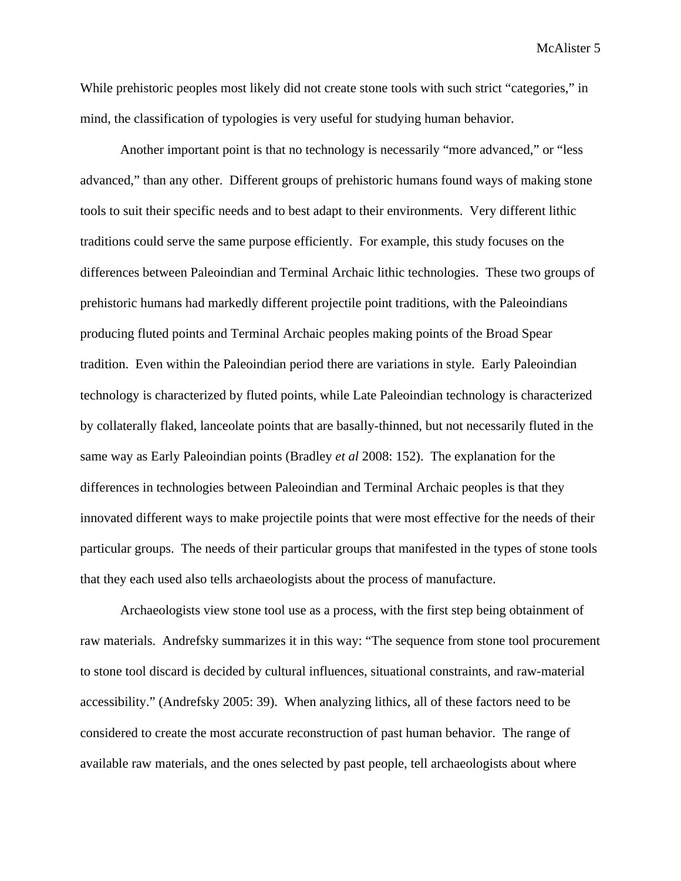While prehistoric peoples most likely did not create stone tools with such strict "categories," in mind, the classification of typologies is very useful for studying human behavior.

Another important point is that no technology is necessarily "more advanced," or "less advanced," than any other. Different groups of prehistoric humans found ways of making stone tools to suit their specific needs and to best adapt to their environments. Very different lithic traditions could serve the same purpose efficiently. For example, this study focuses on the differences between Paleoindian and Terminal Archaic lithic technologies. These two groups of prehistoric humans had markedly different projectile point traditions, with the Paleoindians producing fluted points and Terminal Archaic peoples making points of the Broad Spear tradition. Even within the Paleoindian period there are variations in style. Early Paleoindian technology is characterized by fluted points, while Late Paleoindian technology is characterized by collaterally flaked, lanceolate points that are basally-thinned, but not necessarily fluted in the same way as Early Paleoindian points (Bradley *et al* 2008: 152). The explanation for the differences in technologies between Paleoindian and Terminal Archaic peoples is that they innovated different ways to make projectile points that were most effective for the needs of their particular groups. The needs of their particular groups that manifested in the types of stone tools that they each used also tells archaeologists about the process of manufacture.

Archaeologists view stone tool use as a process, with the first step being obtainment of raw materials. Andrefsky summarizes it in this way: "The sequence from stone tool procurement to stone tool discard is decided by cultural influences, situational constraints, and raw-material accessibility." (Andrefsky 2005: 39). When analyzing lithics, all of these factors need to be considered to create the most accurate reconstruction of past human behavior. The range of available raw materials, and the ones selected by past people, tell archaeologists about where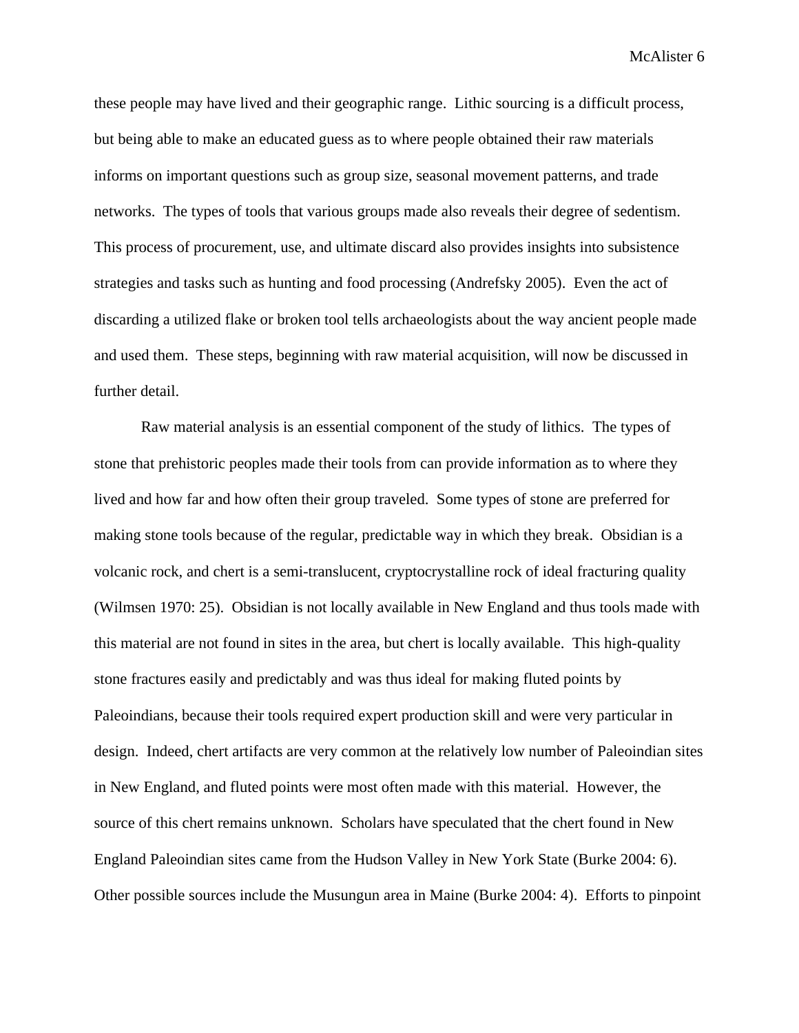these people may have lived and their geographic range. Lithic sourcing is a difficult process, but being able to make an educated guess as to where people obtained their raw materials informs on important questions such as group size, seasonal movement patterns, and trade networks. The types of tools that various groups made also reveals their degree of sedentism. This process of procurement, use, and ultimate discard also provides insights into subsistence strategies and tasks such as hunting and food processing (Andrefsky 2005). Even the act of discarding a utilized flake or broken tool tells archaeologists about the way ancient people made and used them. These steps, beginning with raw material acquisition, will now be discussed in further detail.

Raw material analysis is an essential component of the study of lithics. The types of stone that prehistoric peoples made their tools from can provide information as to where they lived and how far and how often their group traveled. Some types of stone are preferred for making stone tools because of the regular, predictable way in which they break. Obsidian is a volcanic rock, and chert is a semi-translucent, cryptocrystalline rock of ideal fracturing quality (Wilmsen 1970: 25). Obsidian is not locally available in New England and thus tools made with this material are not found in sites in the area, but chert is locally available. This high-quality stone fractures easily and predictably and was thus ideal for making fluted points by Paleoindians, because their tools required expert production skill and were very particular in design. Indeed, chert artifacts are very common at the relatively low number of Paleoindian sites in New England, and fluted points were most often made with this material. However, the source of this chert remains unknown. Scholars have speculated that the chert found in New England Paleoindian sites came from the Hudson Valley in New York State (Burke 2004: 6). Other possible sources include the Musungun area in Maine (Burke 2004: 4). Efforts to pinpoint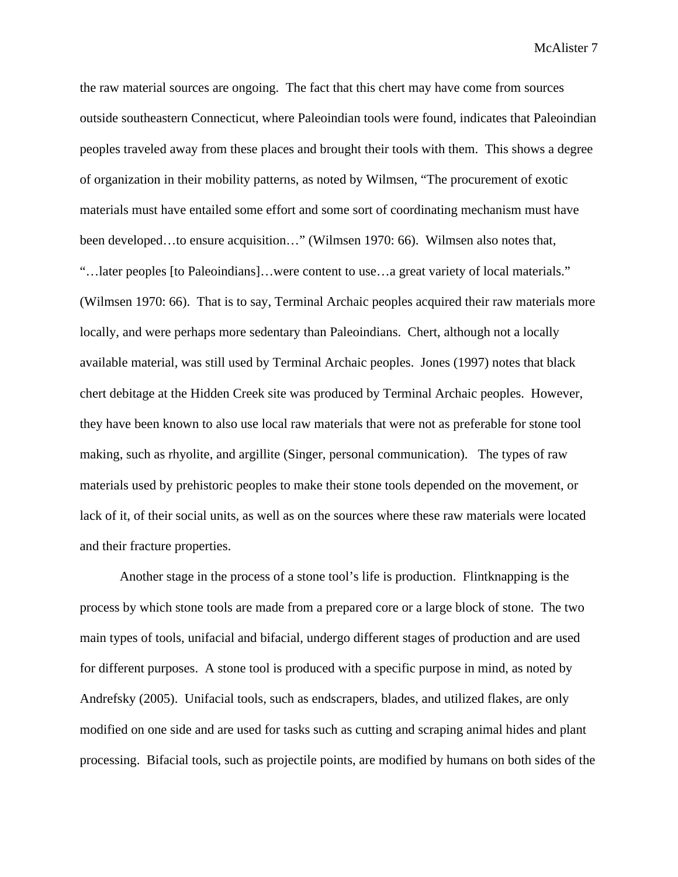the raw material sources are ongoing. The fact that this chert may have come from sources outside southeastern Connecticut, where Paleoindian tools were found, indicates that Paleoindian peoples traveled away from these places and brought their tools with them. This shows a degree of organization in their mobility patterns, as noted by Wilmsen, "The procurement of exotic materials must have entailed some effort and some sort of coordinating mechanism must have been developed…to ensure acquisition…" (Wilmsen 1970: 66). Wilmsen also notes that, "…later peoples [to Paleoindians]…were content to use…a great variety of local materials." (Wilmsen 1970: 66). That is to say, Terminal Archaic peoples acquired their raw materials more locally, and were perhaps more sedentary than Paleoindians. Chert, although not a locally available material, was still used by Terminal Archaic peoples. Jones (1997) notes that black chert debitage at the Hidden Creek site was produced by Terminal Archaic peoples. However, they have been known to also use local raw materials that were not as preferable for stone tool making, such as rhyolite, and argillite (Singer, personal communication). The types of raw materials used by prehistoric peoples to make their stone tools depended on the movement, or lack of it, of their social units, as well as on the sources where these raw materials were located and their fracture properties.

Another stage in the process of a stone tool's life is production. Flintknapping is the process by which stone tools are made from a prepared core or a large block of stone. The two main types of tools, unifacial and bifacial, undergo different stages of production and are used for different purposes. A stone tool is produced with a specific purpose in mind, as noted by Andrefsky (2005). Unifacial tools, such as endscrapers, blades, and utilized flakes, are only modified on one side and are used for tasks such as cutting and scraping animal hides and plant processing. Bifacial tools, such as projectile points, are modified by humans on both sides of the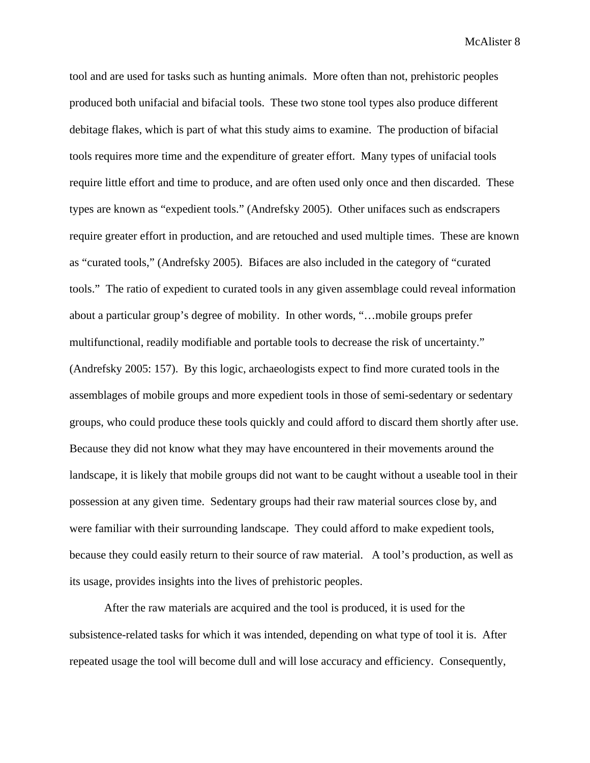tool and are used for tasks such as hunting animals. More often than not, prehistoric peoples produced both unifacial and bifacial tools. These two stone tool types also produce different debitage flakes, which is part of what this study aims to examine. The production of bifacial tools requires more time and the expenditure of greater effort. Many types of unifacial tools require little effort and time to produce, and are often used only once and then discarded. These types are known as "expedient tools." (Andrefsky 2005). Other unifaces such as endscrapers require greater effort in production, and are retouched and used multiple times. These are known as "curated tools," (Andrefsky 2005). Bifaces are also included in the category of "curated tools." The ratio of expedient to curated tools in any given assemblage could reveal information about a particular group's degree of mobility. In other words, "…mobile groups prefer multifunctional, readily modifiable and portable tools to decrease the risk of uncertainty." (Andrefsky 2005: 157). By this logic, archaeologists expect to find more curated tools in the assemblages of mobile groups and more expedient tools in those of semi-sedentary or sedentary groups, who could produce these tools quickly and could afford to discard them shortly after use. Because they did not know what they may have encountered in their movements around the landscape, it is likely that mobile groups did not want to be caught without a useable tool in their possession at any given time. Sedentary groups had their raw material sources close by, and were familiar with their surrounding landscape. They could afford to make expedient tools, because they could easily return to their source of raw material. A tool's production, as well as its usage, provides insights into the lives of prehistoric peoples.

After the raw materials are acquired and the tool is produced, it is used for the subsistence-related tasks for which it was intended, depending on what type of tool it is. After repeated usage the tool will become dull and will lose accuracy and efficiency. Consequently,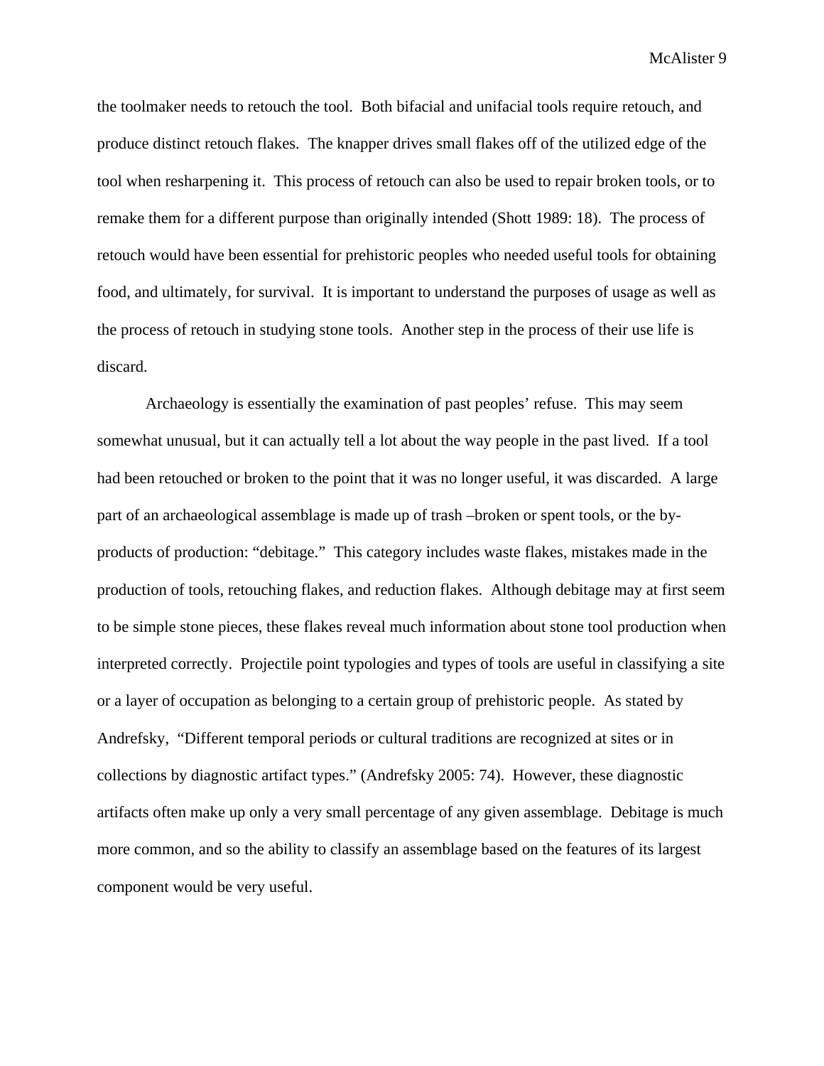the toolmaker needs to retouch the tool. Both bifacial and unifacial tools require retouch, and produce distinct retouch flakes. The knapper drives small flakes off of the utilized edge of the tool when resharpening it. This process of retouch can also be used to repair broken tools, or to remake them for a different purpose than originally intended (Shott 1989: 18). The process of retouch would have been essential for prehistoric peoples who needed useful tools for obtaining food, and ultimately, for survival. It is important to understand the purposes of usage as well as the process of retouch in studying stone tools. Another step in the process of their use life is discard.

Archaeology is essentially the examination of past peoples' refuse. This may seem somewhat unusual, but it can actually tell a lot about the way people in the past lived. If a tool had been retouched or broken to the point that it was no longer useful, it was discarded. A large part of an archaeological assemblage is made up of trash –broken or spent tools, or the by-products of production: "debitage." This category includes waste flakes, mistakes made in the production of tools, retouching flakes, and reduction flakes. Although debitage may at first seem to be simple stone pieces, these flakes reveal much information about stone tool production when interpreted correctly. Projectile point typologies and types of tools are useful in classifying a site or a layer of occupation as belonging to a certain group of prehistoric people. As stated by Andrefsky, "Different temporal periods or cultural traditions are recognized at sites or in collections by diagnostic artifact types." (Andrefsky 2005: 74). However, these diagnostic artifacts often make up only a very small percentage of any given assemblage. Debitage is much more common, and so the ability to classify an assemblage based on the features of its largest component would be very useful.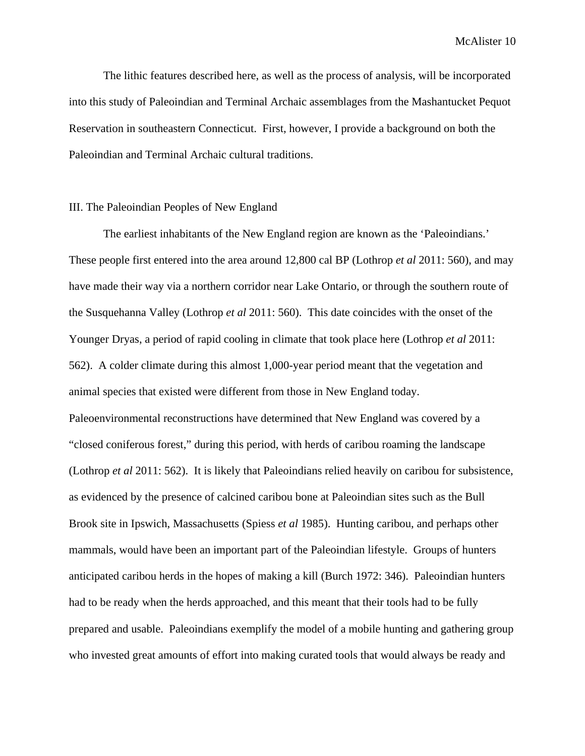The lithic features described here, as well as the process of analysis, will be incorporated into this study of Paleoindian and Terminal Archaic assemblages from the Mashantucket Pequot Reservation in southeastern Connecticut. First, however, I provide a background on both the Paleoindian and Terminal Archaic cultural traditions.

## III. The Paleoindian Peoples of New England

The earliest inhabitants of the New England region are known as the 'Paleoindians.' These people first entered into the area around 12,800 cal BP (Lothrop *et al* 2011: 560), and may have made their way via a northern corridor near Lake Ontario, or through the southern route of the Susquehanna Valley (Lothrop *et al* 2011: 560). This date coincides with the onset of the Younger Dryas, a period of rapid cooling in climate that took place here (Lothrop *et al* 2011: 562). A colder climate during this almost 1,000-year period meant that the vegetation and animal species that existed were different from those in New England today. Paleoenvironmental reconstructions have determined that New England was covered by a "closed coniferous forest," during this period, with herds of caribou roaming the landscape (Lothrop *et al* 2011: 562). It is likely that Paleoindians relied heavily on caribou for subsistence, as evidenced by the presence of calcined caribou bone at Paleoindian sites such as the Bull Brook site in Ipswich, Massachusetts (Spiess *et al* 1985). Hunting caribou, and perhaps other mammals, would have been an important part of the Paleoindian lifestyle. Groups of hunters anticipated caribou herds in the hopes of making a kill (Burch 1972: 346). Paleoindian hunters had to be ready when the herds approached, and this meant that their tools had to be fully prepared and usable. Paleoindians exemplify the model of a mobile hunting and gathering group who invested great amounts of effort into making curated tools that would always be ready and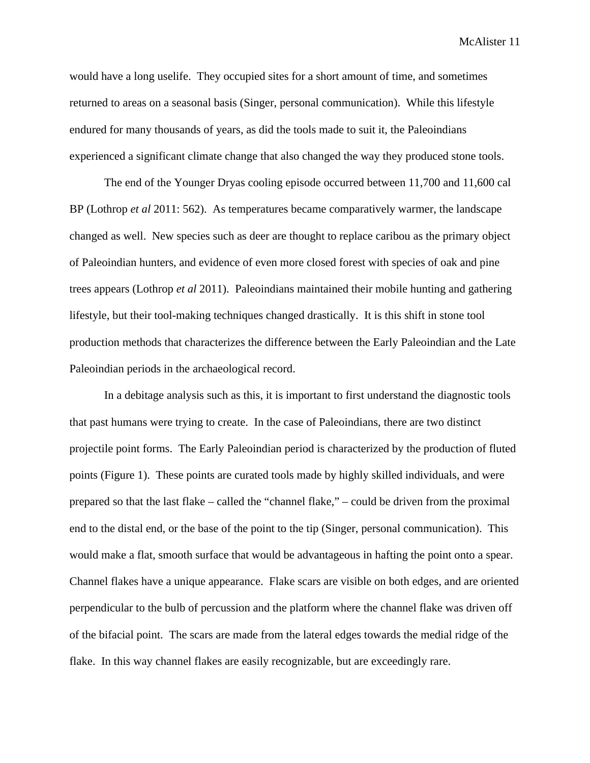would have a long uselife. They occupied sites for a short amount of time, and sometimes returned to areas on a seasonal basis (Singer, personal communication). While this lifestyle endured for many thousands of years, as did the tools made to suit it, the Paleoindians experienced a significant climate change that also changed the way they produced stone tools.

The end of the Younger Dryas cooling episode occurred between 11,700 and 11,600 cal BP (Lothrop *et al* 2011: 562). As temperatures became comparatively warmer, the landscape changed as well. New species such as deer are thought to replace caribou as the primary object of Paleoindian hunters, and evidence of even more closed forest with species of oak and pine trees appears (Lothrop *et al* 2011). Paleoindians maintained their mobile hunting and gathering lifestyle, but their tool-making techniques changed drastically. It is this shift in stone tool production methods that characterizes the difference between the Early Paleoindian and the Late Paleoindian periods in the archaeological record.

In a debitage analysis such as this, it is important to first understand the diagnostic tools that past humans were trying to create. In the case of Paleoindians, there are two distinct projectile point forms. The Early Paleoindian period is characterized by the production of fluted points (Figure 1). These points are curated tools made by highly skilled individuals, and were prepared so that the last flake – called the "channel flake," – could be driven from the proximal end to the distal end, or the base of the point to the tip (Singer, personal communication). This would make a flat, smooth surface that would be advantageous in hafting the point onto a spear. Channel flakes have a unique appearance. Flake scars are visible on both edges, and are oriented perpendicular to the bulb of percussion and the platform where the channel flake was driven off of the bifacial point. The scars are made from the lateral edges towards the medial ridge of the flake. In this way channel flakes are easily recognizable, but are exceedingly rare.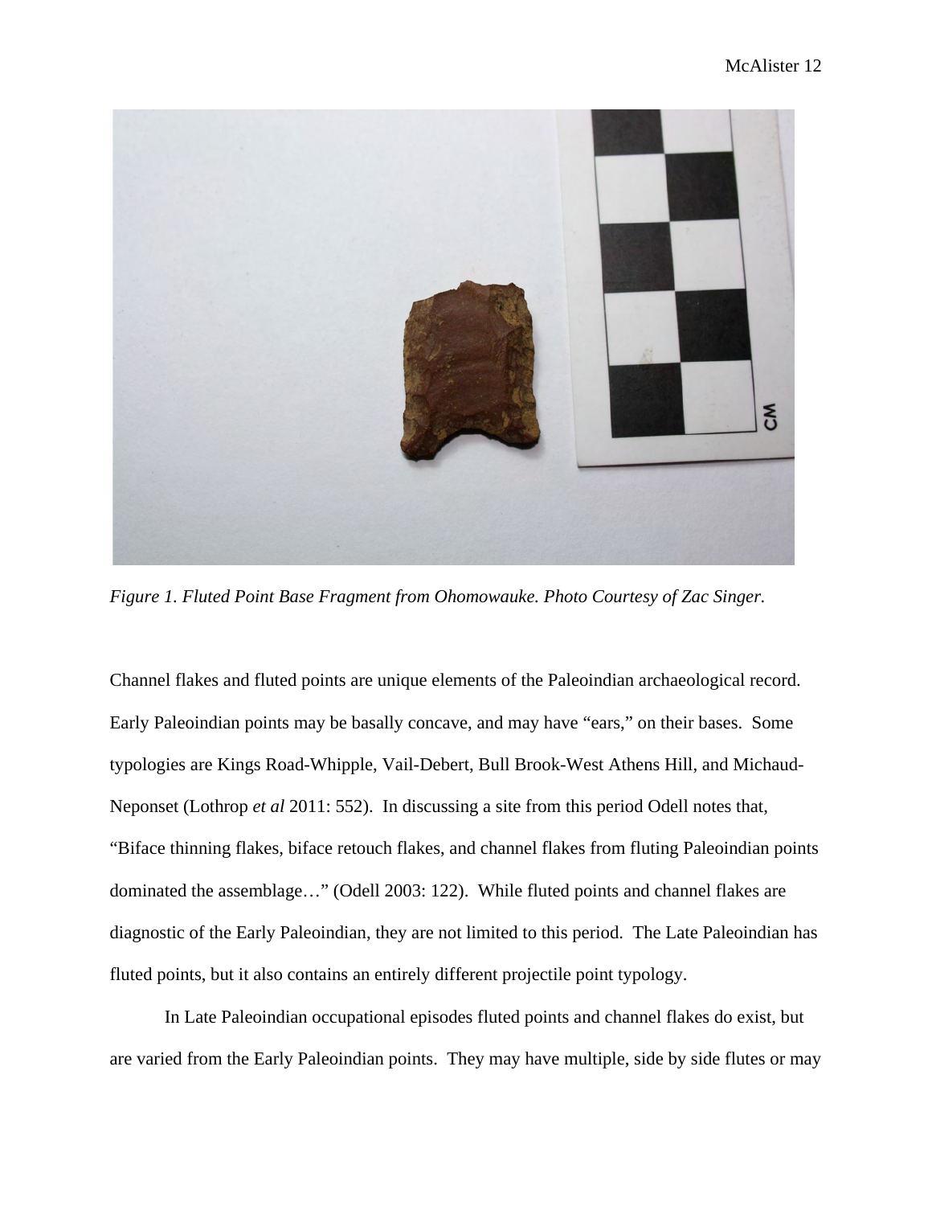*Figure 1. Fluted Point Base Fragment from Ohomowauke. Photo Courtesy of Zac Singer.*

Channel flakes and fluted points are unique elements of the Paleoindian archaeological record. Early Paleoindian points may be basally concave, and may have "ears," on their bases. Some typologies are Kings Road-Whipple, Vail-Debert, Bull Brook-West Athens Hill, and Michaud-Neponset (Lothrop *et al* 2011: 552). In discussing a site from this period Odell notes that, "Biface thinning flakes, biface retouch flakes, and channel flakes from fluting Paleoindian points dominated the assemblage…" (Odell 2003: 122). While fluted points and channel flakes are diagnostic of the Early Paleoindian, they are not limited to this period. The Late Paleoindian has fluted points, but it also contains an entirely different projectile point typology.

In Late Paleoindian occupational episodes fluted points and channel flakes do exist, but are varied from the Early Paleoindian points. They may have multiple, side by side flutes or may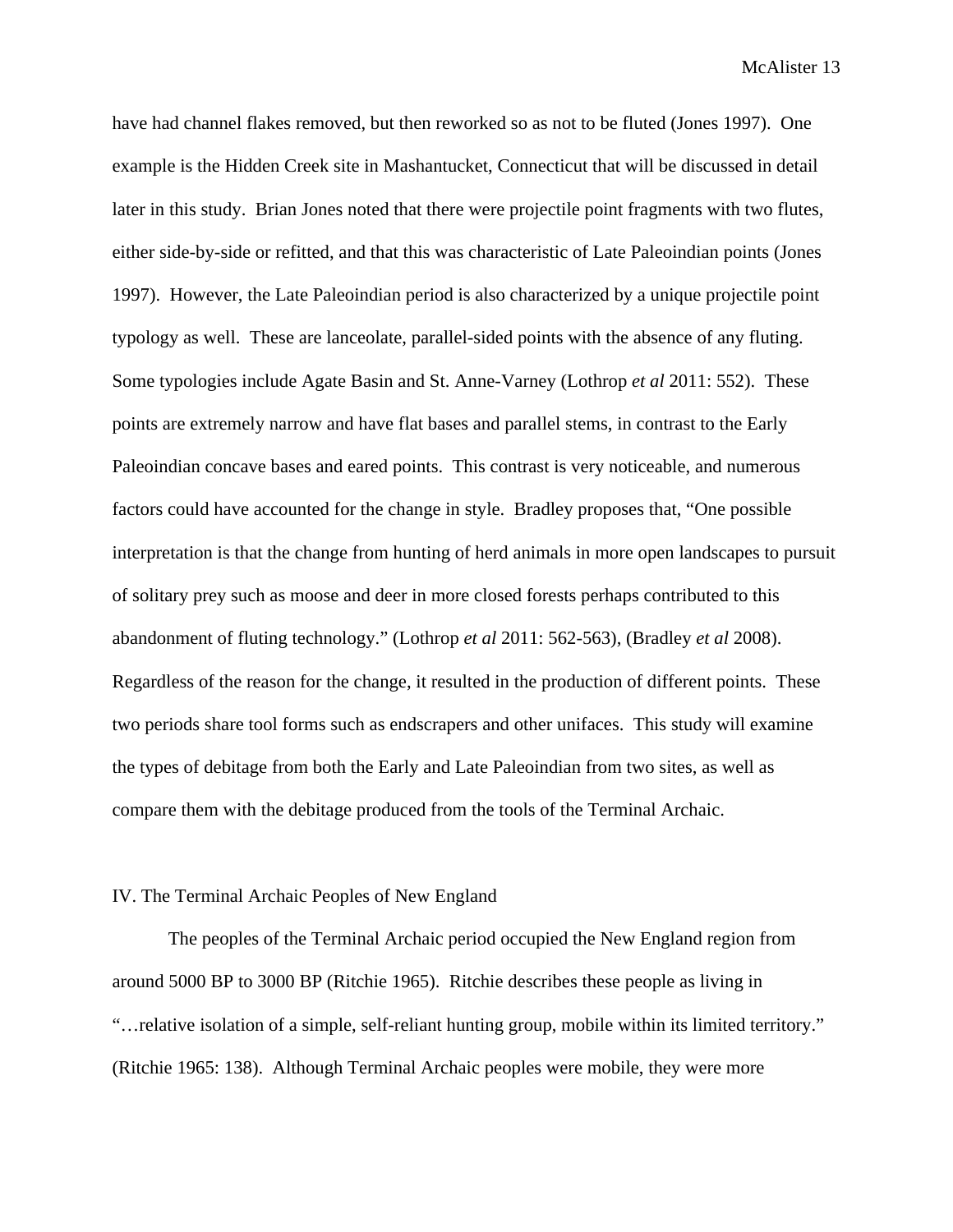have had channel flakes removed, but then reworked so as not to be fluted (Jones 1997). One example is the Hidden Creek site in Mashantucket, Connecticut that will be discussed in detail later in this study. Brian Jones noted that there were projectile point fragments with two flutes, either side-by-side or refitted, and that this was characteristic of Late Paleoindian points (Jones 1997). However, the Late Paleoindian period is also characterized by a unique projectile point typology as well. These are lanceolate, parallel-sided points with the absence of any fluting. Some typologies include Agate Basin and St. Anne-Varney (Lothrop *et al* 2011: 552). These points are extremely narrow and have flat bases and parallel stems, in contrast to the Early Paleoindian concave bases and eared points. This contrast is very noticeable, and numerous factors could have accounted for the change in style. Bradley proposes that, "One possible interpretation is that the change from hunting of herd animals in more open landscapes to pursuit of solitary prey such as moose and deer in more closed forests perhaps contributed to this abandonment of fluting technology." (Lothrop *et al* 2011: 562-563), (Bradley *et al* 2008). Regardless of the reason for the change, it resulted in the production of different points. These two periods share tool forms such as endscrapers and other unifaces. This study will examine the types of debitage from both the Early and Late Paleoindian from two sites, as well as compare them with the debitage produced from the tools of the Terminal Archaic.

## IV. The Terminal Archaic Peoples of New England

The peoples of the Terminal Archaic period occupied the New England region from around 5000 BP to 3000 BP (Ritchie 1965). Ritchie describes these people as living in "…relative isolation of a simple, self-reliant hunting group, mobile within its limited territory." (Ritchie 1965: 138). Although Terminal Archaic peoples were mobile, they were more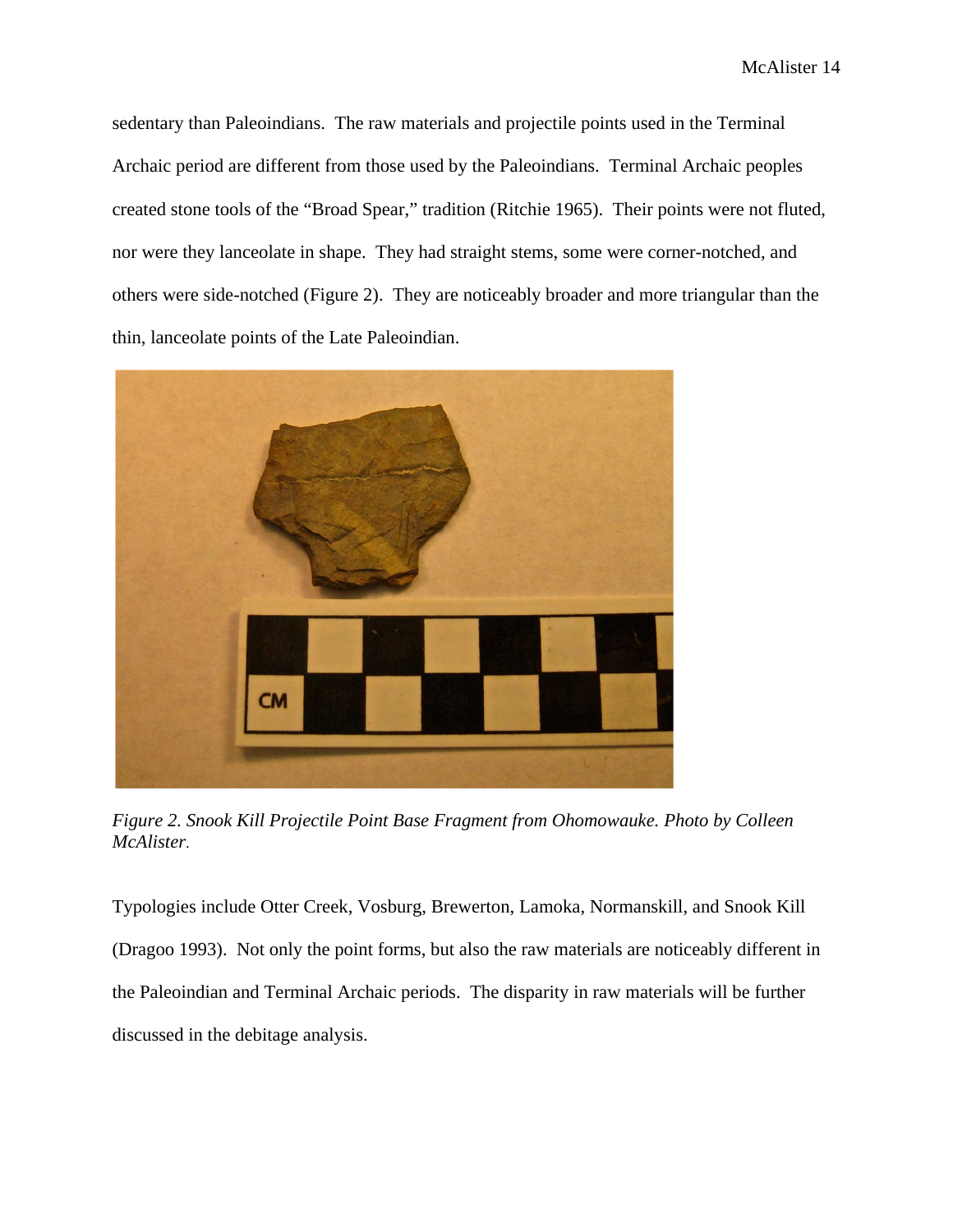sedentary than Paleoindians. The raw materials and projectile points used in the Terminal Archaic period are different from those used by the Paleoindians. Terminal Archaic peoples created stone tools of the "Broad Spear," tradition (Ritchie 1965). Their points were not fluted, nor were they lanceolate in shape. They had straight stems, some were corner-notched, and others were side-notched (Figure 2). They are noticeably broader and more triangular than the thin, lanceolate points of the Late Paleoindian.

*Figure 2. Snook Kill Projectile Point Base Fragment from Ohomowauke. Photo by Colleen McAlister.*

Typologies include Otter Creek, Vosburg, Brewerton, Lamoka, Normanskill, and Snook Kill (Dragoo 1993). Not only the point forms, but also the raw materials are noticeably different in the Paleoindian and Terminal Archaic periods. The disparity in raw materials will be further discussed in the debitage analysis.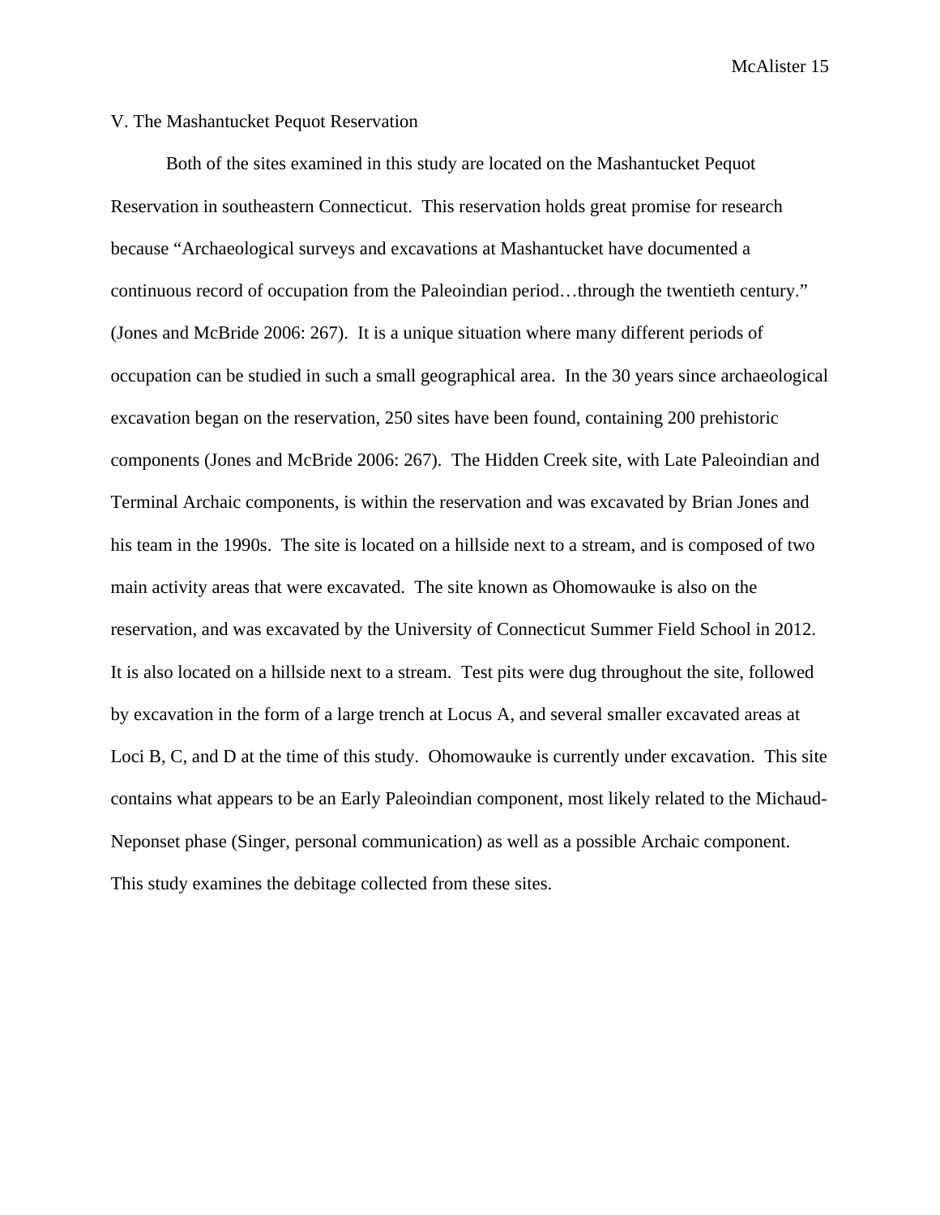## V. The Mashantucket Pequot Reservation

Both of the sites examined in this study are located on the Mashantucket Pequot Reservation in southeastern Connecticut. This reservation holds great promise for research because "Archaeological surveys and excavations at Mashantucket have documented a continuous record of occupation from the Paleoindian period…through the twentieth century." (Jones and McBride 2006: 267). It is a unique situation where many different periods of occupation can be studied in such a small geographical area. In the 30 years since archaeological excavation began on the reservation, 250 sites have been found, containing 200 prehistoric components (Jones and McBride 2006: 267). The Hidden Creek site, with Late Paleoindian and Terminal Archaic components, is within the reservation and was excavated by Brian Jones and his team in the 1990s. The site is located on a hillside next to a stream, and is composed of two main activity areas that were excavated. The site known as Ohomowauke is also on the reservation, and was excavated by the University of Connecticut Summer Field School in 2012. It is also located on a hillside next to a stream. Test pits were dug throughout the site, followed by excavation in the form of a large trench at Locus A, and several smaller excavated areas at Loci B, C, and D at the time of this study. Ohomowauke is currently under excavation. This site contains what appears to be an Early Paleoindian component, most likely related to the Michaud-Neponset phase (Singer, personal communication) as well as a possible Archaic component. This study examines the debitage collected from these sites.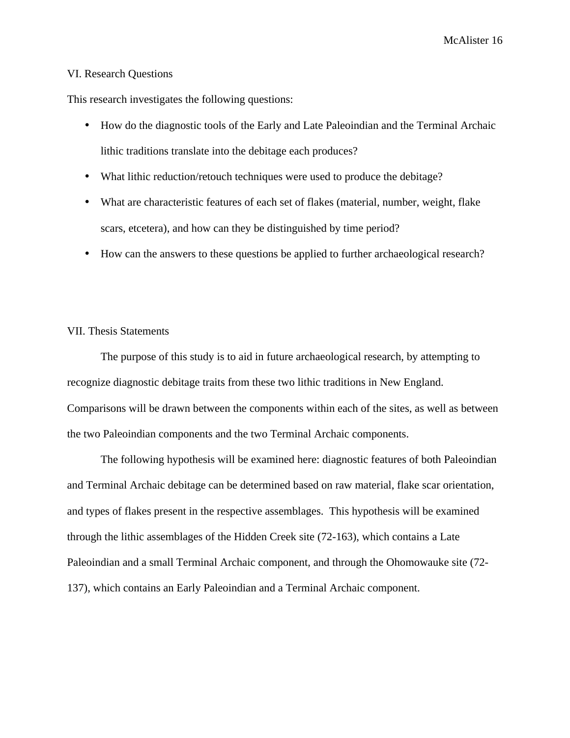## VI. Research Questions

This research investigates the following questions:

- How do the diagnostic tools of the Early and Late Paleoindian and the Terminal Archaic lithic traditions translate into the debitage each produces?
- What lithic reduction/retouch techniques were used to produce the debitage?
- What are characteristic features of each set of flakes (material, number, weight, flake scars, etcetera), and how can they be distinguished by time period?
- How can the answers to these questions be applied to further archaeological research?

## VII. Thesis Statements

The purpose of this study is to aid in future archaeological research, by attempting to recognize diagnostic debitage traits from these two lithic traditions in New England. Comparisons will be drawn between the components within each of the sites, as well as between the two Paleoindian components and the two Terminal Archaic components.

The following hypothesis will be examined here: diagnostic features of both Paleoindian and Terminal Archaic debitage can be determined based on raw material, flake scar orientation, and types of flakes present in the respective assemblages. This hypothesis will be examined through the lithic assemblages of the Hidden Creek site (72-163), which contains a Late Paleoindian and a small Terminal Archaic component, and through the Ohomowauke site (72-137), which contains an Early Paleoindian and a Terminal Archaic component.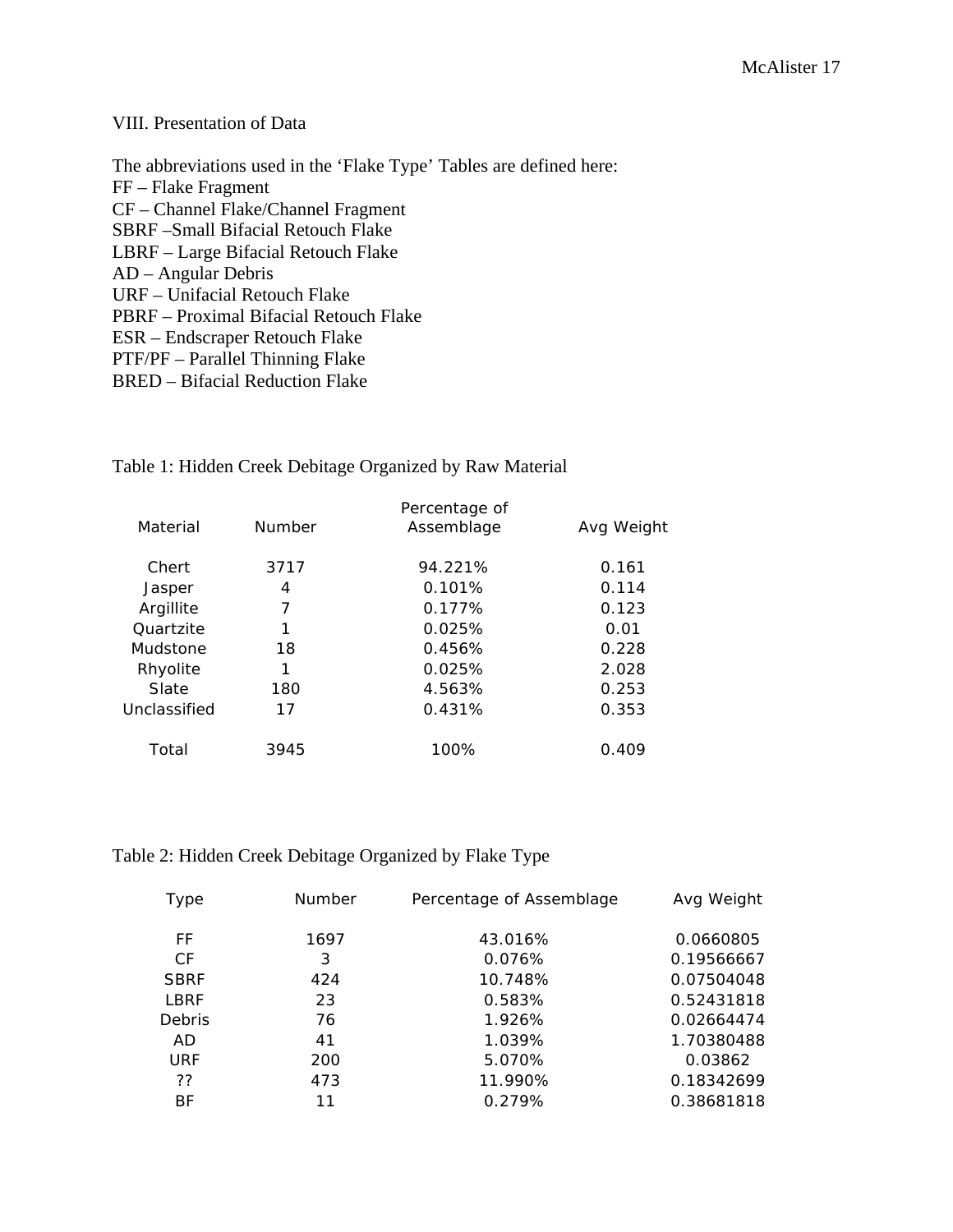## VIII. Presentation of Data

The abbreviations used in the 'Flake Type' Tables are defined here:

FF – Flake Fragment
CF – Channel Flake/Channel Fragment
SBRF –Small Bifacial Retouch Flake
LBRF – Large Bifacial Retouch Flake
AD – Angular Debris
URF – Unifacial Retouch Flake
PBRF – Proximal Bifacial Retouch Flake
ESR – Endscraper Retouch Flake
PTF/PF – Parallel Thinning Flake
BRED – Bifacial Reduction Flake

Table 1: Hidden Creek Debitage Organized by Raw Material

| Material | Number | Percentage of Assemblage | Avg Weight |
|---|---|---|---|
| Chert | 3717 | 94.221% | 0.161 |
| Jasper | 4 | 0.101% | 0.114 |
| Argillite | 7 | 0.177% | 0.123 |
| Quartzite | 1 | 0.025% | 0.01 |
| Mudstone | 18 | 0.456% | 0.228 |
| Rhyolite | 1 | 0.025% | 2.028 |
| Slate | 180 | 4.563% | 0.253 |
| Unclassified | 17 | 0.431% | 0.353 |
| Total | 3945 | 100% | 0.409 |

Table 2: Hidden Creek Debitage Organized by Flake Type

| Type | Number | Percentage of Assemblage | Avg Weight |
|---|---|---|---|
| FF | 1697 | 43.016% | 0.0660805 |
| CF | 3 | 0.076% | 0.19566667 |
| SBRF | 424 | 10.748% | 0.07504048 |
| LBRF | 23 | 0.583% | 0.52431818 |
| Debris | 76 | 1.926% | 0.02664474 |
| AD | 41 | 1.039% | 1.70380488 |
| URF | 200 | 5.070% | 0.03862 |
| ?? | 473 | 11.990% | 0.18342699 |
| BF | 11 | 0.279% | 0.38681818 |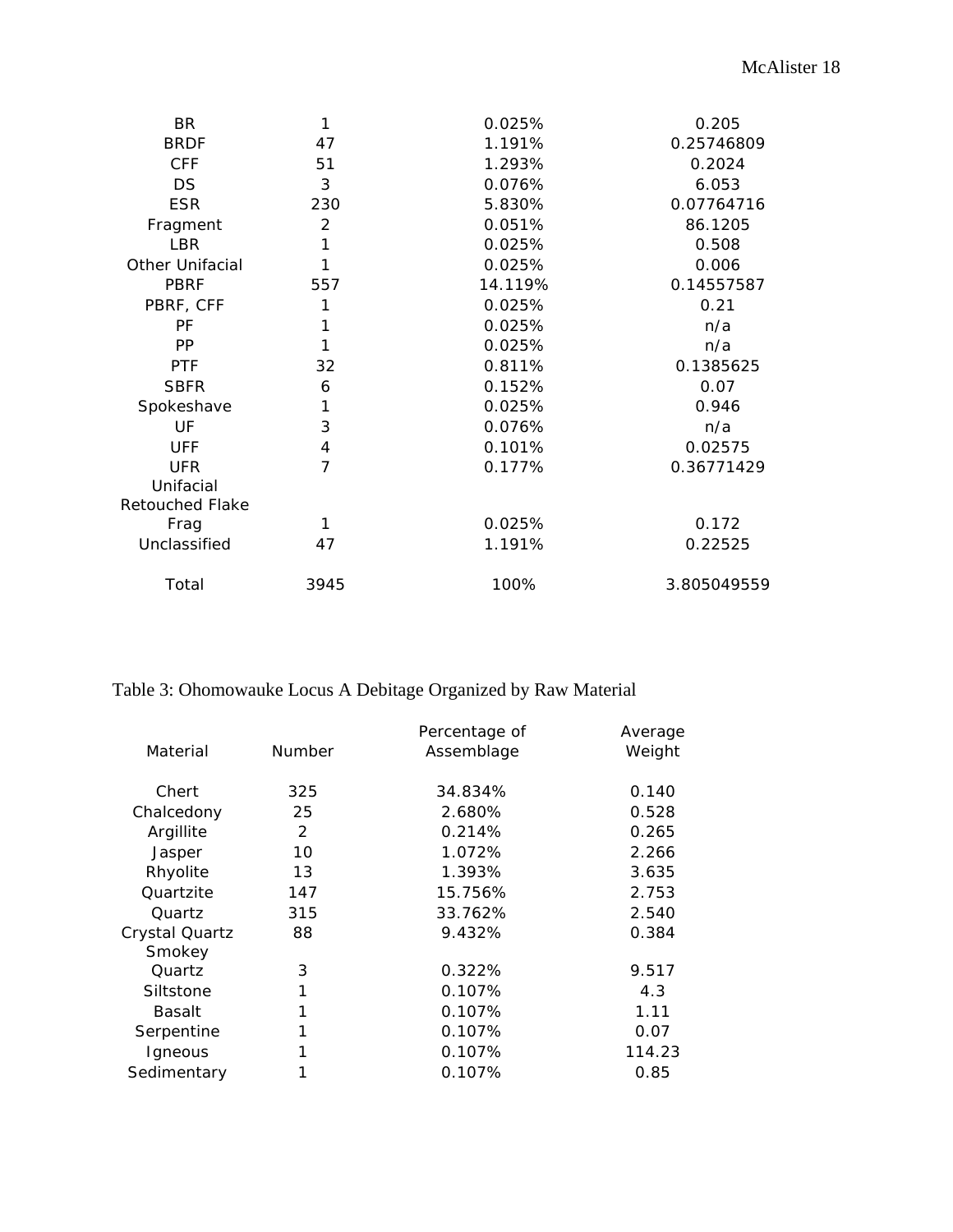| | | | |
|---|---|---|---|
| BR | 1 | 0.025% | 0.205 |
| BRDF | 47 | 1.191% | 0.25746809 |
| CFF | 51 | 1.293% | 0.2024 |
| DS | 3 | 0.076% | 6.053 |
| ESR | 230 | 5.830% | 0.07764716 |
| Fragment | 2 | 0.051% | 86.1205 |
| LBR | 1 | 0.025% | 0.508 |
| Other Unifacial | 1 | 0.025% | 0.006 |
| PBRF | 557 | 14.119% | 0.14557587 |
| PBRF, CFF | 1 | 0.025% | 0.21 |
| PF | 1 | 0.025% | n/a |
| PP | 1 | 0.025% | n/a |
| PTF | 32 | 0.811% | 0.1385625 |
| SBFR | 6 | 0.152% | 0.07 |
| Spokeshave | 1 | 0.025% | 0.946 |
| UF | 3 | 0.076% | n/a |
| UFF | 4 | 0.101% | 0.02575 |
| UFR | 7 | 0.177% | 0.36771429 |
| Unifacial Retouched Flake Frag | 1 | 0.025% | 0.172 |
| Unclassified | 47 | 1.191% | 0.22525 |
| Total | 3945 | 100% | 3.805049559 |

Table 3: Ohomowauke Locus A Debitage Organized by Raw Material

| Material | Number | Percentage of Assemblage | Average Weight |
|---|---|---|---|
| Chert | 325 | 34.834% | 0.140 |
| Chalcedony | 25 | 2.680% | 0.528 |
| Argillite | 2 | 0.214% | 0.265 |
| Jasper | 10 | 1.072% | 2.266 |
| Rhyolite | 13 | 1.393% | 3.635 |
| Quartzite | 147 | 15.756% | 2.753 |
| Quartz | 315 | 33.762% | 2.540 |
| Crystal Quartz | 88 | 9.432% | 0.384 |
| Smokey Quartz | 3 | 0.322% | 9.517 |
| Siltstone | 1 | 0.107% | 4.3 |
| Basalt | 1 | 0.107% | 1.11 |
| Serpentine | 1 | 0.107% | 0.07 |
| Igneous | 1 | 0.107% | 114.23 |
| Sedimentary | 1 | 0.107% | 0.85 |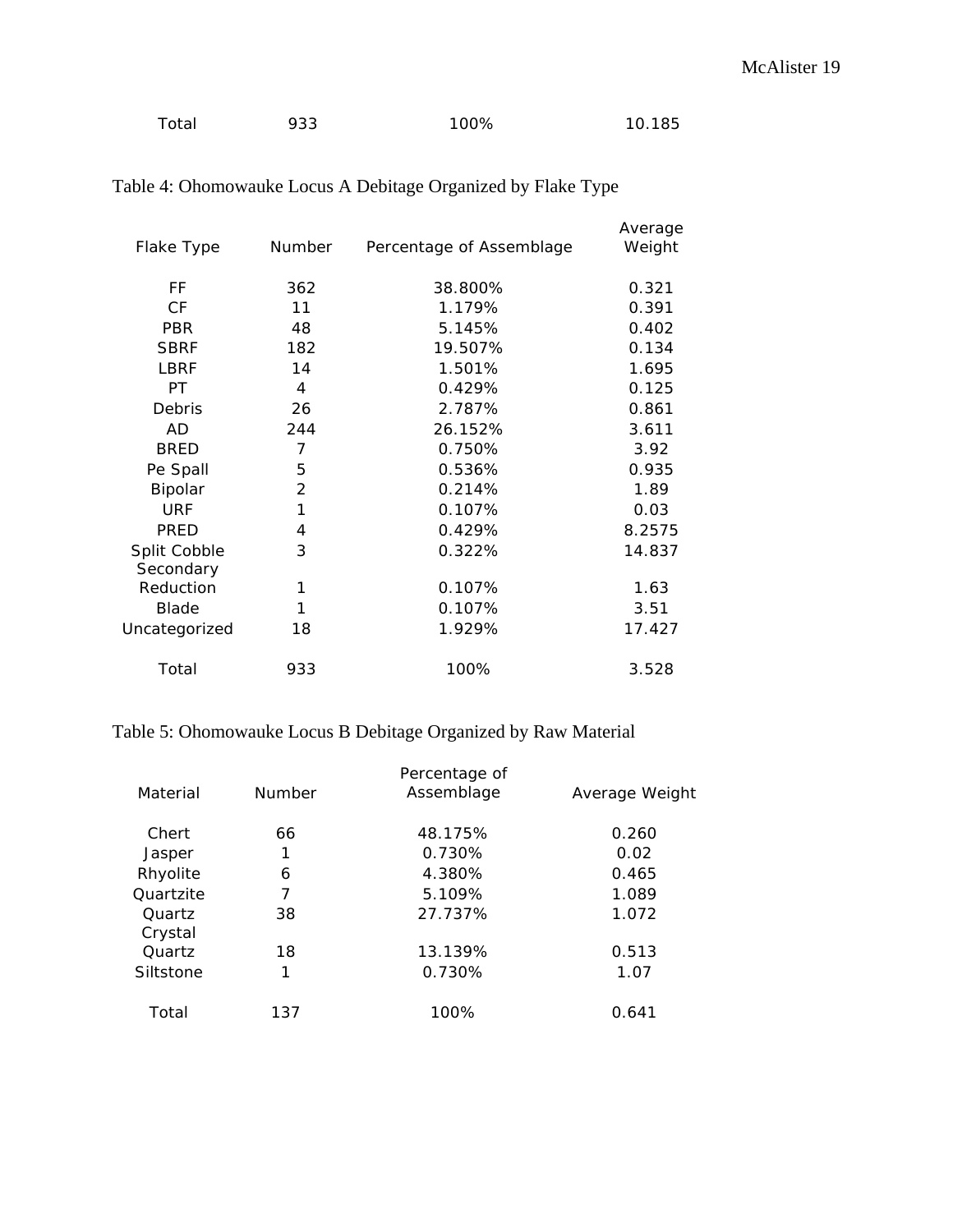| Total | 933 | 100% | 10.185 |
|---|---|---|---|

Table 4: Ohomowauke Locus A Debitage Organized by Flake Type

| Flake Type | Number | Percentage of Assemblage | Average Weight |
|---|---|---|---|
| FF | 362 | 38.800% | 0.321 |
| CF | 11 | 1.179% | 0.391 |
| PBR | 48 | 5.145% | 0.402 |
| SBRF | 182 | 19.507% | 0.134 |
| LBRF | 14 | 1.501% | 1.695 |
| PT | 4 | 0.429% | 0.125 |
| Debris | 26 | 2.787% | 0.861 |
| AD | 244 | 26.152% | 3.611 |
| BRED | 7 | 0.750% | 3.92 |
| Pe Spall | 5 | 0.536% | 0.935 |
| Bipolar | 2 | 0.214% | 1.89 |
| URF | 1 | 0.107% | 0.03 |
| PRED | 4 | 0.429% | 8.2575 |
| Split Cobble | 3 | 0.322% | 14.837 |
| Secondary Reduction | 1 | 0.107% | 1.63 |
| Blade | 1 | 0.107% | 3.51 |
| Uncategorized | 18 | 1.929% | 17.427 |
| Total | 933 | 100% | 3.528 |

Table 5: Ohomowauke Locus B Debitage Organized by Raw Material

| Material | Number | Percentage of Assemblage | Average Weight |
|---|---|---|---|
| Chert | 66 | 48.175% | 0.260 |
| Jasper | 1 | 0.730% | 0.02 |
| Rhyolite | 6 | 4.380% | 0.465 |
| Quartzite | 7 | 5.109% | 1.089 |
| Quartz | 38 | 27.737% | 1.072 |
| Crystal Quartz | 18 | 13.139% | 0.513 |
| Siltstone | 1 | 0.730% | 1.07 |
| Total | 137 | 100% | 0.641 |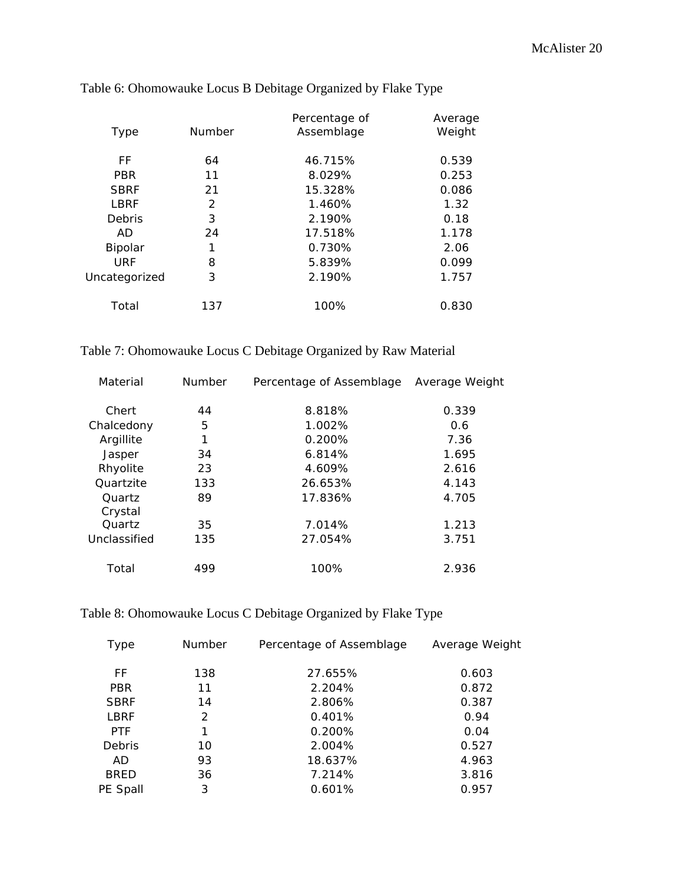Table 6: Ohomowauke Locus B Debitage Organized by Flake Type

| Type | Number | Percentage of Assemblage | Average Weight |
|---|---|---|---|
| FF | 64 | 46.715% | 0.539 |
| PBR | 11 | 8.029% | 0.253 |
| SBRF | 21 | 15.328% | 0.086 |
| LBRF | 2 | 1.460% | 1.32 |
| Debris | 3 | 2.190% | 0.18 |
| AD | 24 | 17.518% | 1.178 |
| Bipolar | 1 | 0.730% | 2.06 |
| URF | 8 | 5.839% | 0.099 |
| Uncategorized | 3 | 2.190% | 1.757 |
| Total | 137 | 100% | 0.830 |

Table 7: Ohomowauke Locus C Debitage Organized by Raw Material

| Material | Number | Percentage of Assemblage | Average Weight |
|---|---|---|---|
| Chert | 44 | 8.818% | 0.339 |
| Chalcedony | 5 | 1.002% | 0.6 |
| Argillite | 1 | 0.200% | 7.36 |
| Jasper | 34 | 6.814% | 1.695 |
| Rhyolite | 23 | 4.609% | 2.616 |
| Quartzite | 133 | 26.653% | 4.143 |
| Quartz | 89 | 17.836% | 4.705 |
| Crystal Quartz | 35 | 7.014% | 1.213 |
| Unclassified | 135 | 27.054% | 3.751 |
| Total | 499 | 100% | 2.936 |

Table 8: Ohomowauke Locus C Debitage Organized by Flake Type

| Type | Number | Percentage of Assemblage | Average Weight |
|---|---|---|---|
| FF | 138 | 27.655% | 0.603 |
| PBR | 11 | 2.204% | 0.872 |
| SBRF | 14 | 2.806% | 0.387 |
| LBRF | 2 | 0.401% | 0.94 |
| PTF | 1 | 0.200% | 0.04 |
| Debris | 10 | 2.004% | 0.527 |
| AD | 93 | 18.637% | 4.963 |
| BRED | 36 | 7.214% | 3.816 |
| PE Spall | 3 | 0.601% | 0.957 |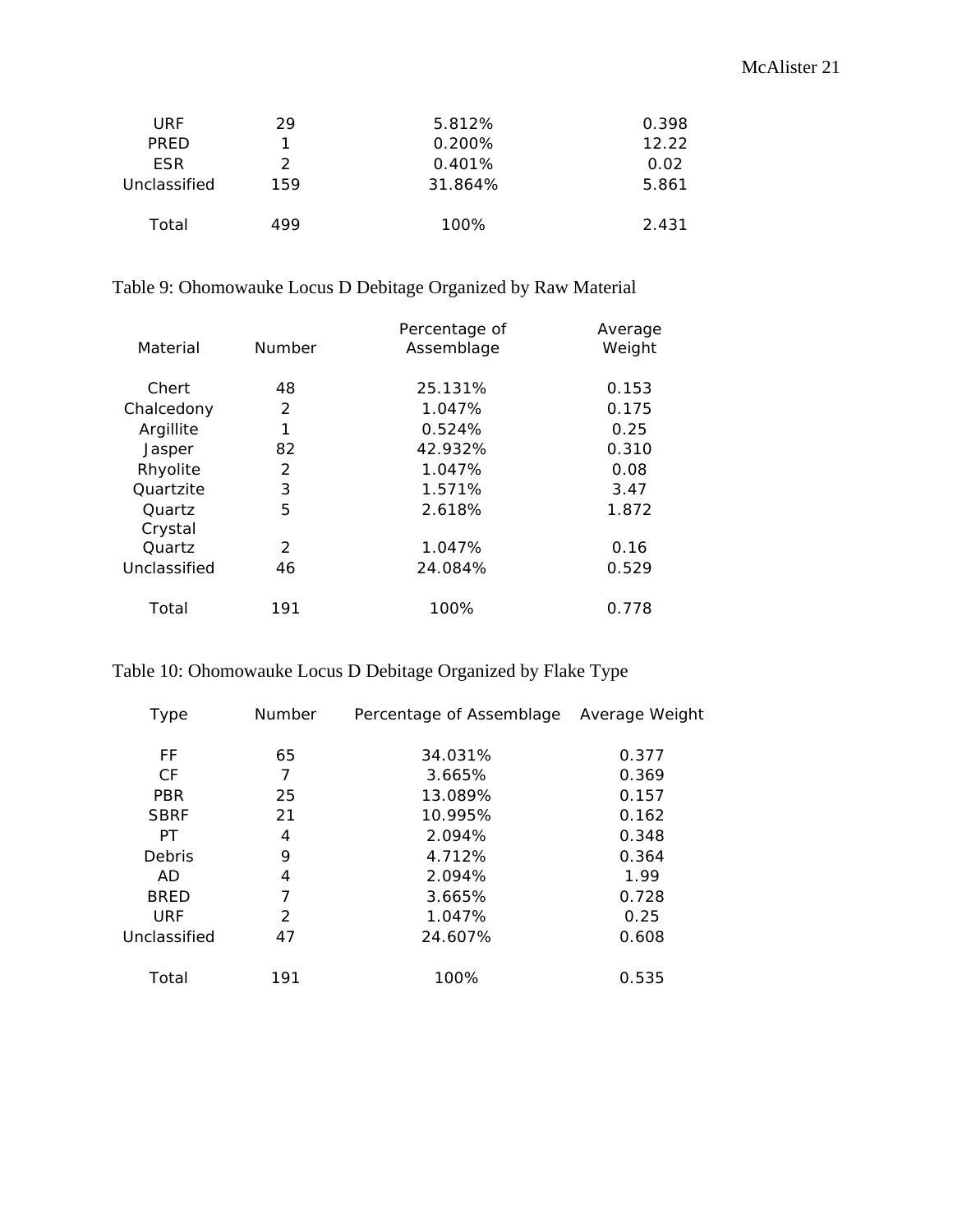| URF | 29 | 5.812% | 0.398 |
|---|---|---|---|
| PRED | 1 | 0.200% | 12.22 |
| ESR | 2 | 0.401% | 0.02 |
| Unclassified | 159 | 31.864% | 5.861 |
| Total | 499 | 100% | 2.431 |

Table 9: Ohomowauke Locus D Debitage Organized by Raw Material

| Material | Number | Percentage of Assemblage | Average Weight |
|---|---|---|---|
| Chert | 48 | 25.131% | 0.153 |
| Chalcedony | 2 | 1.047% | 0.175 |
| Argillite | 1 | 0.524% | 0.25 |
| Jasper | 82 | 42.932% | 0.310 |
| Rhyolite | 2 | 1.047% | 0.08 |
| Quartzite | 3 | 1.571% | 3.47 |
| Quartz | 5 | 2.618% | 1.872 |
| Crystal Quartz | 2 | 1.047% | 0.16 |
| Unclassified | 46 | 24.084% | 0.529 |
| Total | 191 | 100% | 0.778 |

Table 10: Ohomowauke Locus D Debitage Organized by Flake Type

| Type | Number | Percentage of Assemblage | Average Weight |
|---|---|---|---|
| FF | 65 | 34.031% | 0.377 |
| CF | 7 | 3.665% | 0.369 |
| PBR | 25 | 13.089% | 0.157 |
| SBRF | 21 | 10.995% | 0.162 |
| PT | 4 | 2.094% | 0.348 |
| Debris | 9 | 4.712% | 0.364 |
| AD | 4 | 2.094% | 1.99 |
| BRED | 7 | 3.665% | 0.728 |
| URF | 2 | 1.047% | 0.25 |
| Unclassified | 47 | 24.607% | 0.608 |
| Total | 191 | 100% | 0.535 |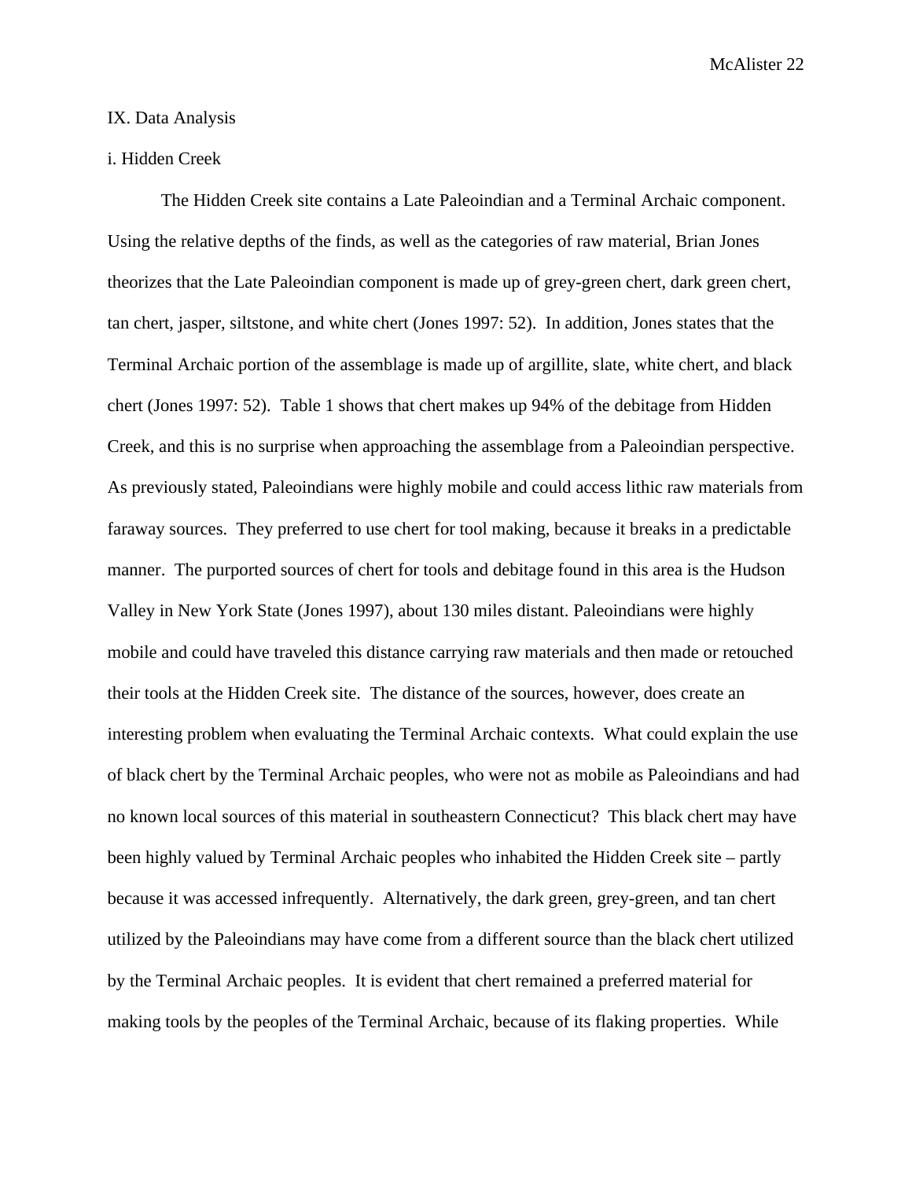## IX. Data Analysis

### i. Hidden Creek

The Hidden Creek site contains a Late Paleoindian and a Terminal Archaic component. Using the relative depths of the finds, as well as the categories of raw material, Brian Jones theorizes that the Late Paleoindian component is made up of grey-green chert, dark green chert, tan chert, jasper, siltstone, and white chert (Jones 1997: 52). In addition, Jones states that the Terminal Archaic portion of the assemblage is made up of argillite, slate, white chert, and black chert (Jones 1997: 52). Table 1 shows that chert makes up 94% of the debitage from Hidden Creek, and this is no surprise when approaching the assemblage from a Paleoindian perspective. As previously stated, Paleoindians were highly mobile and could access lithic raw materials from faraway sources. They preferred to use chert for tool making, because it breaks in a predictable manner. The purported sources of chert for tools and debitage found in this area is the Hudson Valley in New York State (Jones 1997), about 130 miles distant. Paleoindians were highly mobile and could have traveled this distance carrying raw materials and then made or retouched their tools at the Hidden Creek site. The distance of the sources, however, does create an interesting problem when evaluating the Terminal Archaic contexts. What could explain the use of black chert by the Terminal Archaic peoples, who were not as mobile as Paleoindians and had no known local sources of this material in southeastern Connecticut? This black chert may have been highly valued by Terminal Archaic peoples who inhabited the Hidden Creek site – partly because it was accessed infrequently. Alternatively, the dark green, grey-green, and tan chert utilized by the Paleoindians may have come from a different source than the black chert utilized by the Terminal Archaic peoples. It is evident that chert remained a preferred material for making tools by the peoples of the Terminal Archaic, because of its flaking properties. While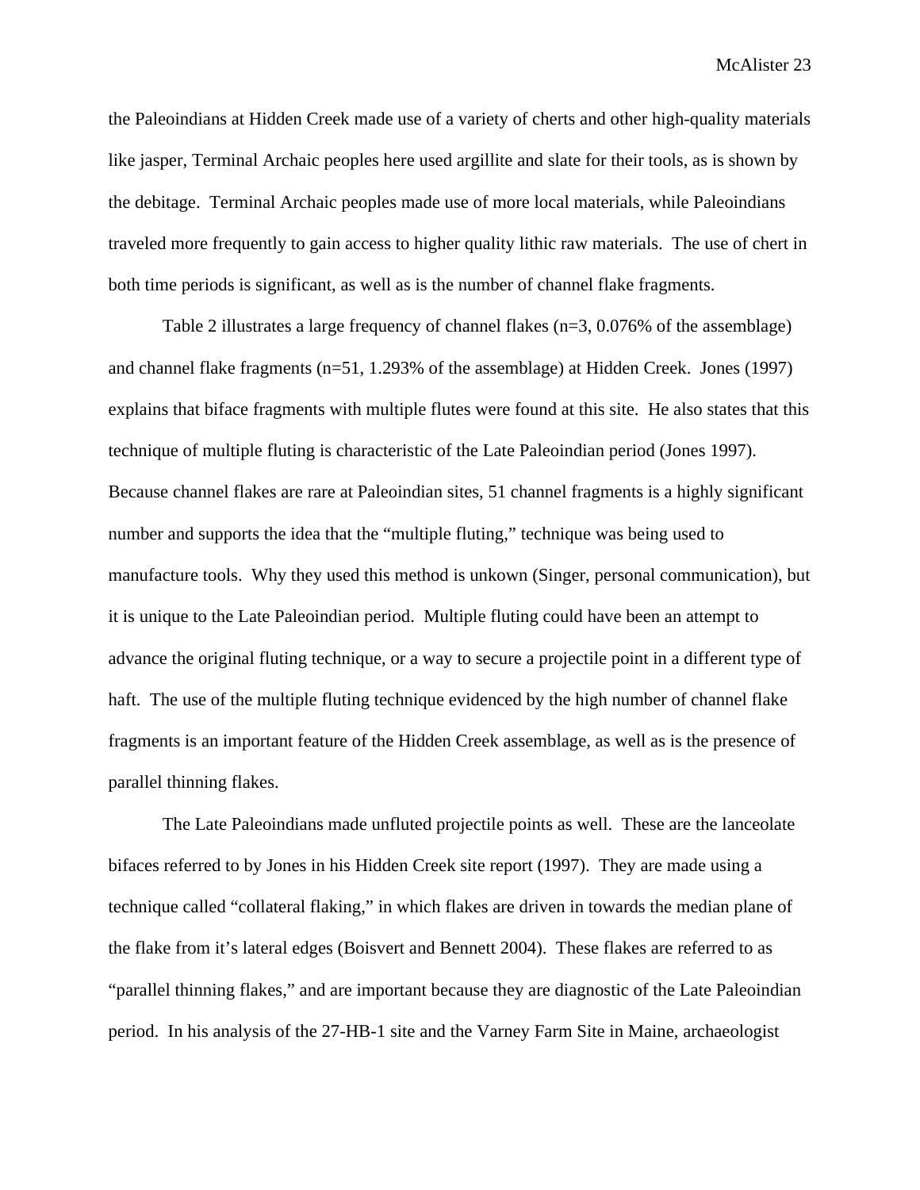the Paleoindians at Hidden Creek made use of a variety of cherts and other high-quality materials like jasper, Terminal Archaic peoples here used argillite and slate for their tools, as is shown by the debitage. Terminal Archaic peoples made use of more local materials, while Paleoindians traveled more frequently to gain access to higher quality lithic raw materials. The use of chert in both time periods is significant, as well as is the number of channel flake fragments.

Table 2 illustrates a large frequency of channel flakes (n=3, 0.076% of the assemblage) and channel flake fragments (n=51, 1.293% of the assemblage) at Hidden Creek. Jones (1997) explains that biface fragments with multiple flutes were found at this site. He also states that this technique of multiple fluting is characteristic of the Late Paleoindian period (Jones 1997). Because channel flakes are rare at Paleoindian sites, 51 channel fragments is a highly significant number and supports the idea that the "multiple fluting," technique was being used to manufacture tools. Why they used this method is unkown (Singer, personal communication), but it is unique to the Late Paleoindian period. Multiple fluting could have been an attempt to advance the original fluting technique, or a way to secure a projectile point in a different type of haft. The use of the multiple fluting technique evidenced by the high number of channel flake fragments is an important feature of the Hidden Creek assemblage, as well as is the presence of parallel thinning flakes.

The Late Paleoindians made unfluted projectile points as well. These are the lanceolate bifaces referred to by Jones in his Hidden Creek site report (1997). They are made using a technique called "collateral flaking," in which flakes are driven in towards the median plane of the flake from it's lateral edges (Boisvert and Bennett 2004). These flakes are referred to as "parallel thinning flakes," and are important because they are diagnostic of the Late Paleoindian period. In his analysis of the 27-HB-1 site and the Varney Farm Site in Maine, archaeologist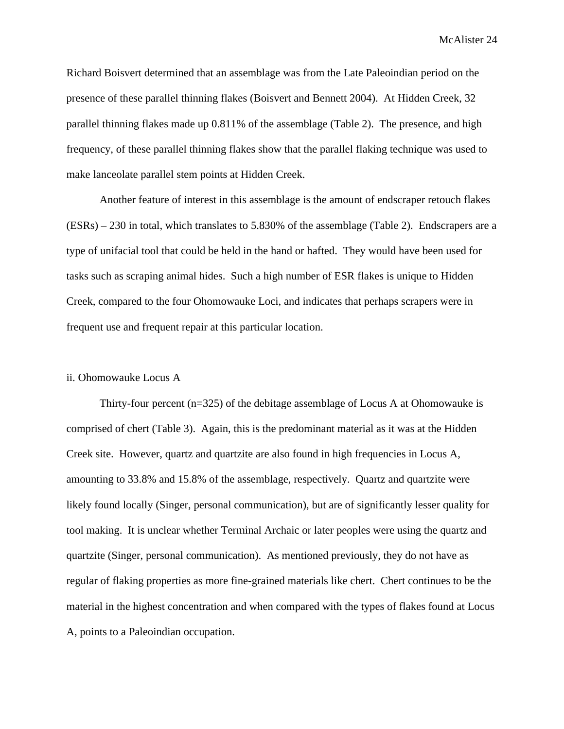Richard Boisvert determined that an assemblage was from the Late Paleoindian period on the presence of these parallel thinning flakes (Boisvert and Bennett 2004). At Hidden Creek, 32 parallel thinning flakes made up 0.811% of the assemblage (Table 2). The presence, and high frequency, of these parallel thinning flakes show that the parallel flaking technique was used to make lanceolate parallel stem points at Hidden Creek.

Another feature of interest in this assemblage is the amount of endscraper retouch flakes (ESRs) – 230 in total, which translates to 5.830% of the assemblage (Table 2). Endscrapers are a type of unifacial tool that could be held in the hand or hafted. They would have been used for tasks such as scraping animal hides. Such a high number of ESR flakes is unique to Hidden Creek, compared to the four Ohomowauke Loci, and indicates that perhaps scrapers were in frequent use and frequent repair at this particular location.

### ii. Ohomowauke Locus A

Thirty-four percent (n=325) of the debitage assemblage of Locus A at Ohomowauke is comprised of chert (Table 3). Again, this is the predominant material as it was at the Hidden Creek site. However, quartz and quartzite are also found in high frequencies in Locus A, amounting to 33.8% and 15.8% of the assemblage, respectively. Quartz and quartzite were likely found locally (Singer, personal communication), but are of significantly lesser quality for tool making. It is unclear whether Terminal Archaic or later peoples were using the quartz and quartzite (Singer, personal communication). As mentioned previously, they do not have as regular of flaking properties as more fine-grained materials like chert. Chert continues to be the material in the highest concentration and when compared with the types of flakes found at Locus A, points to a Paleoindian occupation.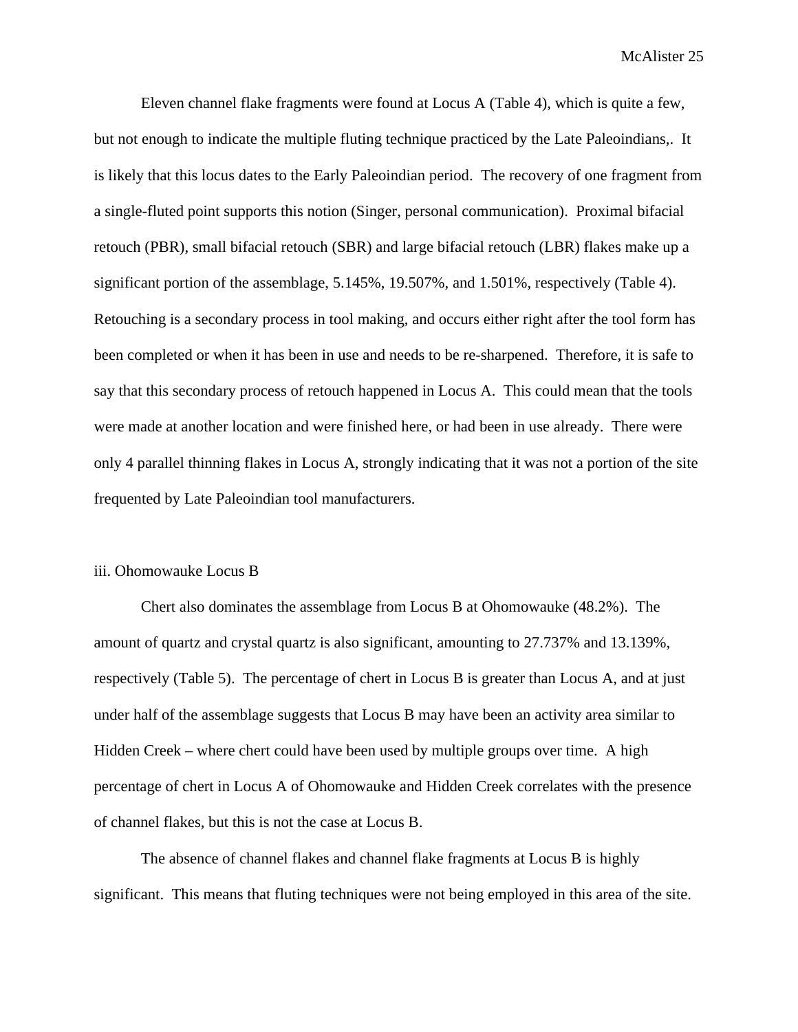Eleven channel flake fragments were found at Locus A (Table 4), which is quite a few, but not enough to indicate the multiple fluting technique practiced by the Late Paleoindians,. It is likely that this locus dates to the Early Paleoindian period. The recovery of one fragment from a single-fluted point supports this notion (Singer, personal communication). Proximal bifacial retouch (PBR), small bifacial retouch (SBR) and large bifacial retouch (LBR) flakes make up a significant portion of the assemblage, 5.145%, 19.507%, and 1.501%, respectively (Table 4). Retouching is a secondary process in tool making, and occurs either right after the tool form has been completed or when it has been in use and needs to be re-sharpened. Therefore, it is safe to say that this secondary process of retouch happened in Locus A. This could mean that the tools were made at another location and were finished here, or had been in use already. There were only 4 parallel thinning flakes in Locus A, strongly indicating that it was not a portion of the site frequented by Late Paleoindian tool manufacturers.

iii. Ohomowauke Locus B

Chert also dominates the assemblage from Locus B at Ohomowauke (48.2%). The amount of quartz and crystal quartz is also significant, amounting to 27.737% and 13.139%, respectively (Table 5). The percentage of chert in Locus B is greater than Locus A, and at just under half of the assemblage suggests that Locus B may have been an activity area similar to Hidden Creek – where chert could have been used by multiple groups over time. A high percentage of chert in Locus A of Ohomowauke and Hidden Creek correlates with the presence of channel flakes, but this is not the case at Locus B.

The absence of channel flakes and channel flake fragments at Locus B is highly significant. This means that fluting techniques were not being employed in this area of the site.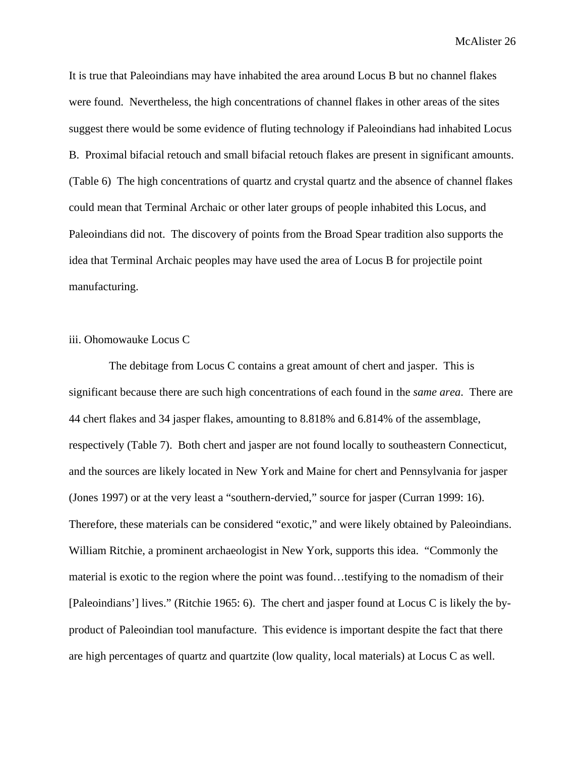It is true that Paleoindians may have inhabited the area around Locus B but no channel flakes were found. Nevertheless, the high concentrations of channel flakes in other areas of the sites suggest there would be some evidence of fluting technology if Paleoindians had inhabited Locus B. Proximal bifacial retouch and small bifacial retouch flakes are present in significant amounts. (Table 6) The high concentrations of quartz and crystal quartz and the absence of channel flakes could mean that Terminal Archaic or other later groups of people inhabited this Locus, and Paleoindians did not. The discovery of points from the Broad Spear tradition also supports the idea that Terminal Archaic peoples may have used the area of Locus B for projectile point manufacturing.

### iii. Ohomowauke Locus C

The debitage from Locus C contains a great amount of chert and jasper. This is significant because there are such high concentrations of each found in the *same area*. There are 44 chert flakes and 34 jasper flakes, amounting to 8.818% and 6.814% of the assemblage, respectively (Table 7). Both chert and jasper are not found locally to southeastern Connecticut, and the sources are likely located in New York and Maine for chert and Pennsylvania for jasper (Jones 1997) or at the very least a "southern-dervied," source for jasper (Curran 1999: 16). Therefore, these materials can be considered "exotic," and were likely obtained by Paleoindians. William Ritchie, a prominent archaeologist in New York, supports this idea. "Commonly the material is exotic to the region where the point was found…testifying to the nomadism of their [Paleoindians'] lives." (Ritchie 1965: 6). The chert and jasper found at Locus C is likely the by-product of Paleoindian tool manufacture. This evidence is important despite the fact that there are high percentages of quartz and quartzite (low quality, local materials) at Locus C as well.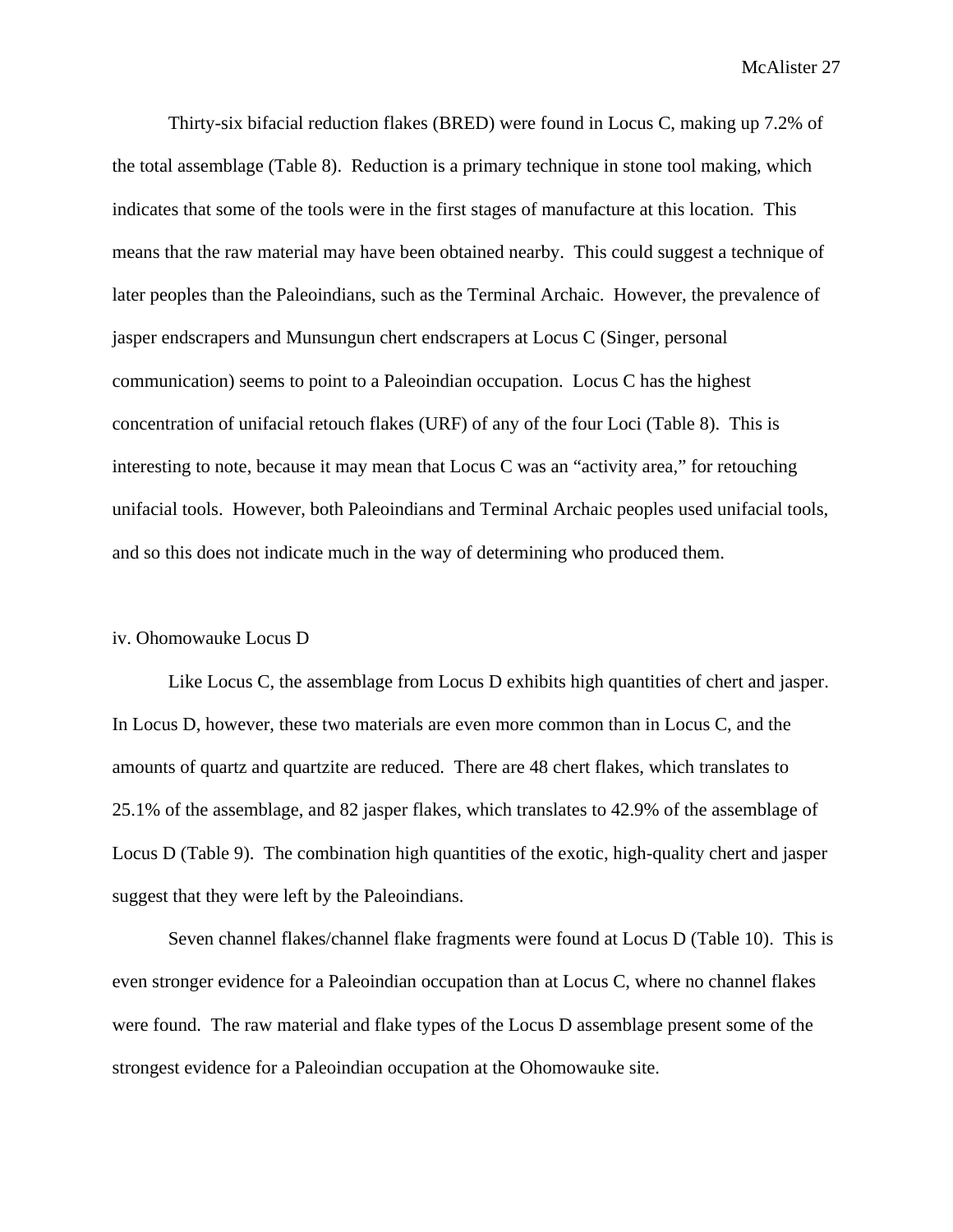Thirty-six bifacial reduction flakes (BRED) were found in Locus C, making up 7.2% of the total assemblage (Table 8). Reduction is a primary technique in stone tool making, which indicates that some of the tools were in the first stages of manufacture at this location. This means that the raw material may have been obtained nearby. This could suggest a technique of later peoples than the Paleoindians, such as the Terminal Archaic. However, the prevalence of jasper endscrapers and Munsungun chert endscrapers at Locus C (Singer, personal communication) seems to point to a Paleoindian occupation. Locus C has the highest concentration of unifacial retouch flakes (URF) of any of the four Loci (Table 8). This is interesting to note, because it may mean that Locus C was an "activity area," for retouching unifacial tools. However, both Paleoindians and Terminal Archaic peoples used unifacial tools, and so this does not indicate much in the way of determining who produced them.

### iv. Ohomowauke Locus D

Like Locus C, the assemblage from Locus D exhibits high quantities of chert and jasper. In Locus D, however, these two materials are even more common than in Locus C, and the amounts of quartz and quartzite are reduced. There are 48 chert flakes, which translates to 25.1% of the assemblage, and 82 jasper flakes, which translates to 42.9% of the assemblage of Locus D (Table 9). The combination high quantities of the exotic, high-quality chert and jasper suggest that they were left by the Paleoindians.

Seven channel flakes/channel flake fragments were found at Locus D (Table 10). This is even stronger evidence for a Paleoindian occupation than at Locus C, where no channel flakes were found. The raw material and flake types of the Locus D assemblage present some of the strongest evidence for a Paleoindian occupation at the Ohomowauke site.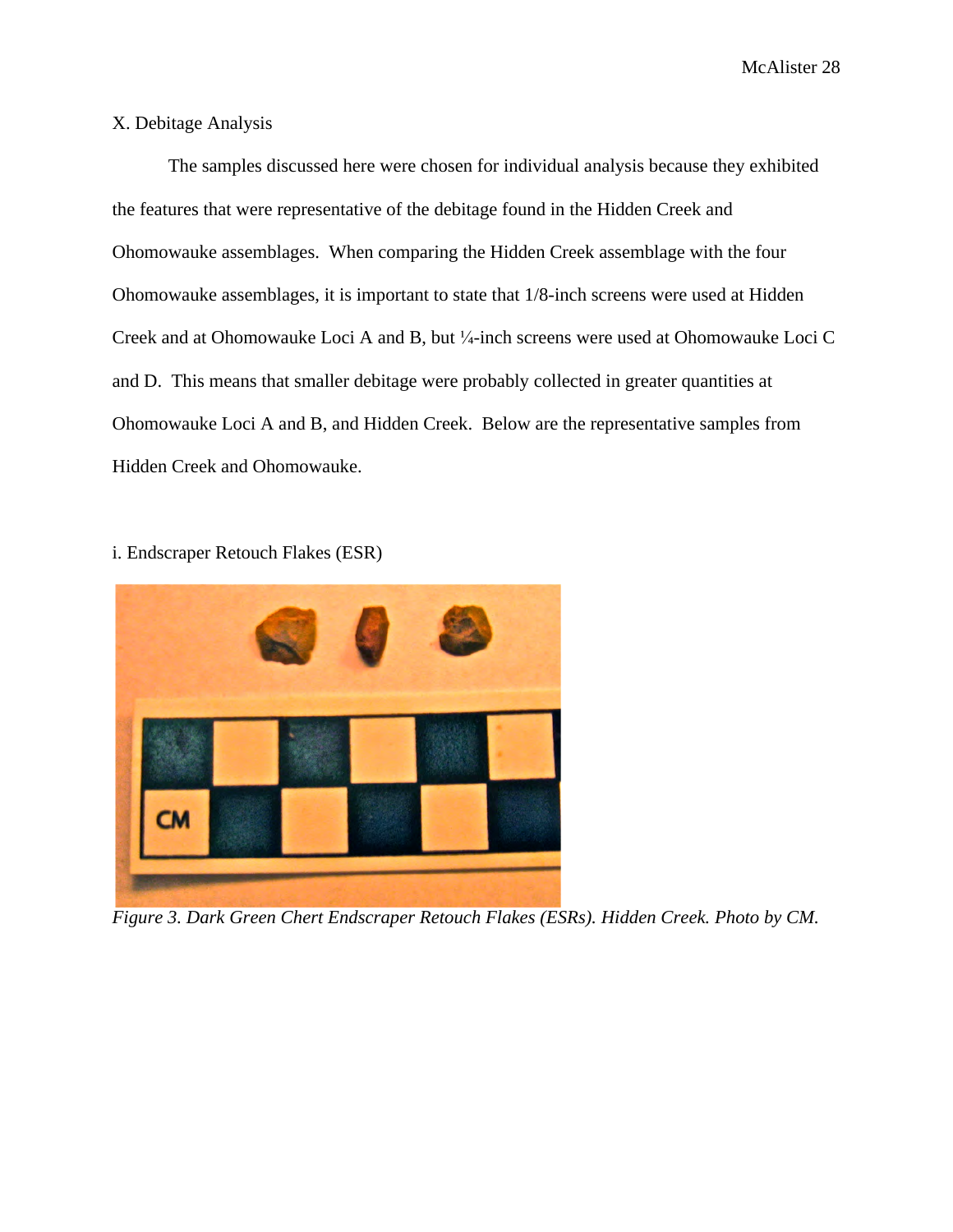## X. Debitage Analysis

The samples discussed here were chosen for individual analysis because they exhibited the features that were representative of the debitage found in the Hidden Creek and Ohomowauke assemblages. When comparing the Hidden Creek assemblage with the four Ohomowauke assemblages, it is important to state that 1/8-inch screens were used at Hidden Creek and at Ohomowauke Loci A and B, but ¼-inch screens were used at Ohomowauke Loci C and D. This means that smaller debitage were probably collected in greater quantities at Ohomowauke Loci A and B, and Hidden Creek. Below are the representative samples from Hidden Creek and Ohomowauke.

### i. Endscraper Retouch Flakes (ESR)

*Figure 3. Dark Green Chert Endscraper Retouch Flakes (ESRs). Hidden Creek. Photo by CM.*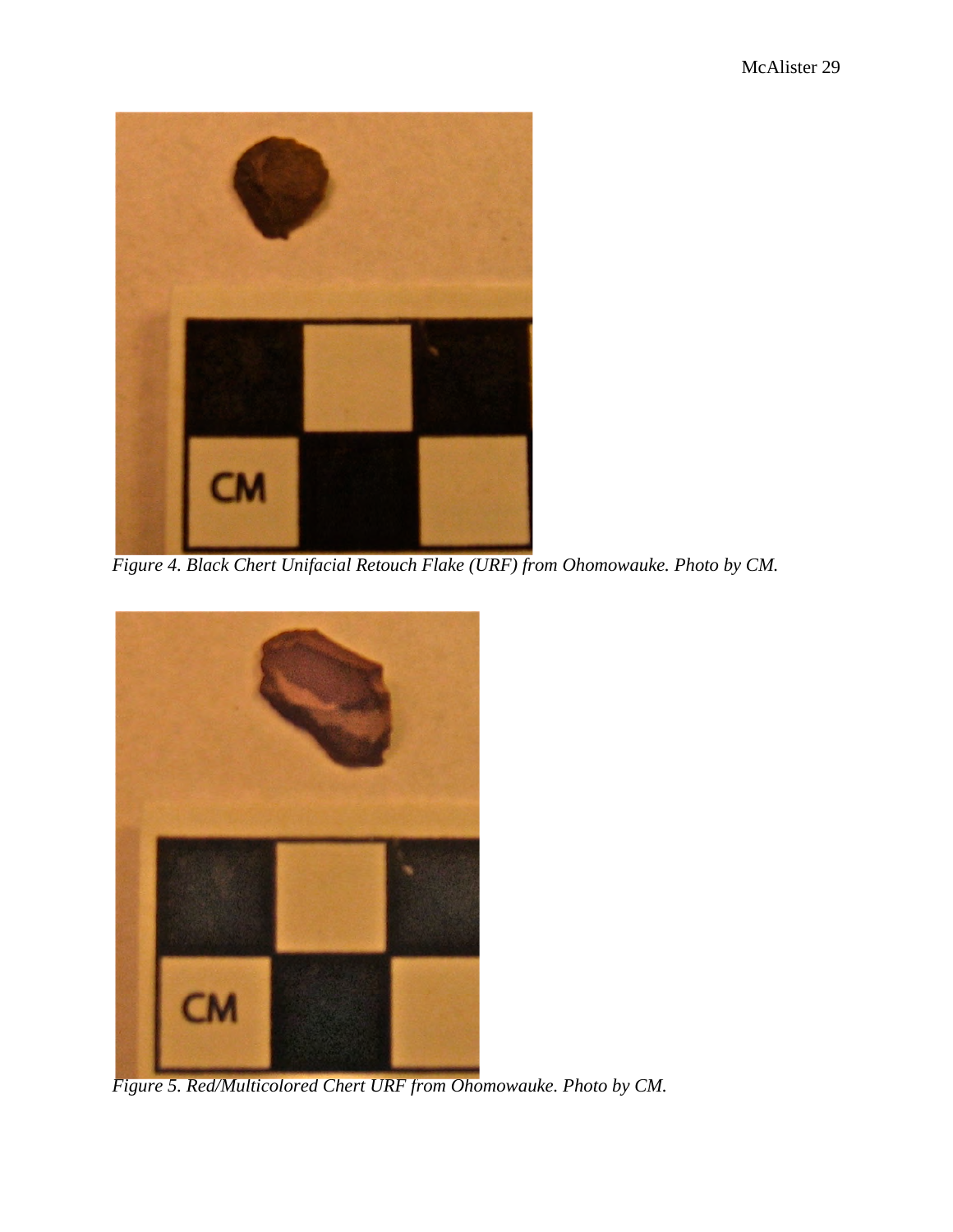*Figure 4. Black Chert Unifacial Retouch Flake (URF) from Ohomowauke. Photo by CM.*

*Figure 5. Red/Multicolored Chert URF from Ohomowauke. Photo by CM.*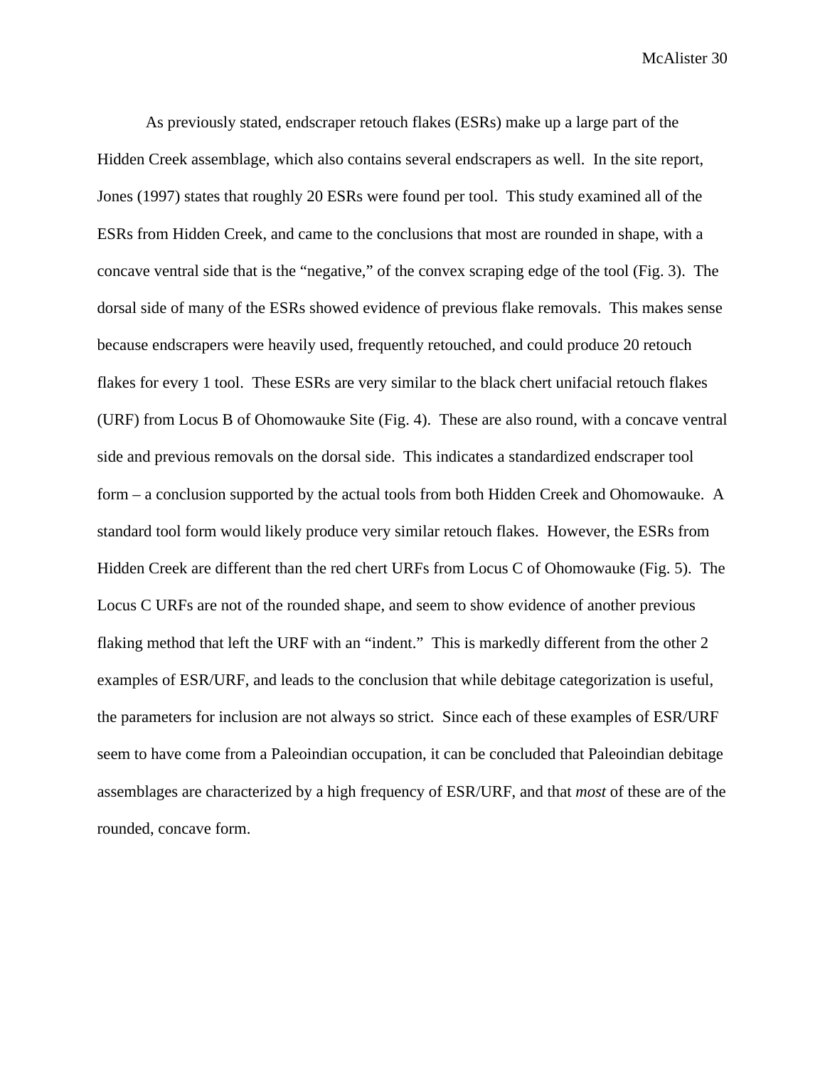As previously stated, endscraper retouch flakes (ESRs) make up a large part of the Hidden Creek assemblage, which also contains several endscrapers as well. In the site report, Jones (1997) states that roughly 20 ESRs were found per tool. This study examined all of the ESRs from Hidden Creek, and came to the conclusions that most are rounded in shape, with a concave ventral side that is the "negative," of the convex scraping edge of the tool (Fig. 3). The dorsal side of many of the ESRs showed evidence of previous flake removals. This makes sense because endscrapers were heavily used, frequently retouched, and could produce 20 retouch flakes for every 1 tool. These ESRs are very similar to the black chert unifacial retouch flakes (URF) from Locus B of Ohomowauke Site (Fig. 4). These are also round, with a concave ventral side and previous removals on the dorsal side. This indicates a standardized endscraper tool form – a conclusion supported by the actual tools from both Hidden Creek and Ohomowauke. A standard tool form would likely produce very similar retouch flakes. However, the ESRs from Hidden Creek are different than the red chert URFs from Locus C of Ohomowauke (Fig. 5). The Locus C URFs are not of the rounded shape, and seem to show evidence of another previous flaking method that left the URF with an "indent." This is markedly different from the other 2 examples of ESR/URF, and leads to the conclusion that while debitage categorization is useful, the parameters for inclusion are not always so strict. Since each of these examples of ESR/URF seem to have come from a Paleoindian occupation, it can be concluded that Paleoindian debitage assemblages are characterized by a high frequency of ESR/URF, and that *most* of these are of the rounded, concave form.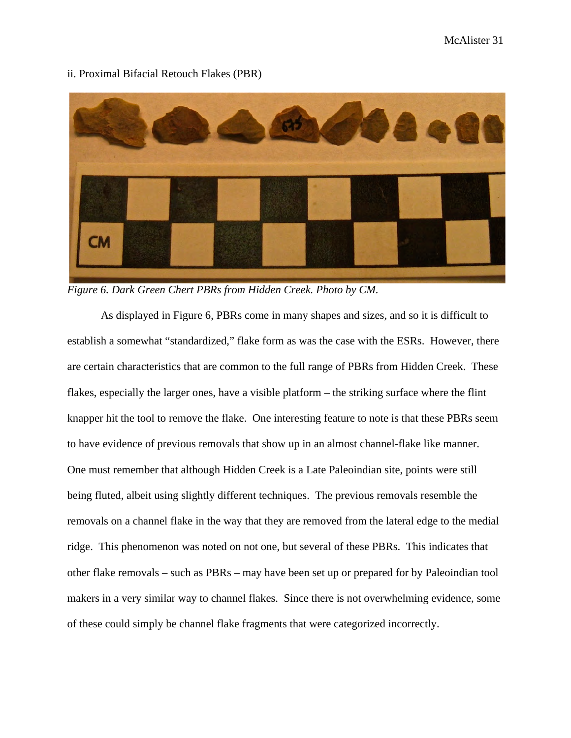ii. Proximal Bifacial Retouch Flakes (PBR)

*Figure 6. Dark Green Chert PBRs from Hidden Creek. Photo by CM.*

As displayed in Figure 6, PBRs come in many shapes and sizes, and so it is difficult to establish a somewhat "standardized," flake form as was the case with the ESRs. However, there are certain characteristics that are common to the full range of PBRs from Hidden Creek. These flakes, especially the larger ones, have a visible platform – the striking surface where the flint knapper hit the tool to remove the flake. One interesting feature to note is that these PBRs seem to have evidence of previous removals that show up in an almost channel-flake like manner. One must remember that although Hidden Creek is a Late Paleoindian site, points were still being fluted, albeit using slightly different techniques. The previous removals resemble the removals on a channel flake in the way that they are removed from the lateral edge to the medial ridge. This phenomenon was noted on not one, but several of these PBRs. This indicates that other flake removals – such as PBRs – may have been set up or prepared for by Paleoindian tool makers in a very similar way to channel flakes. Since there is not overwhelming evidence, some of these could simply be channel flake fragments that were categorized incorrectly.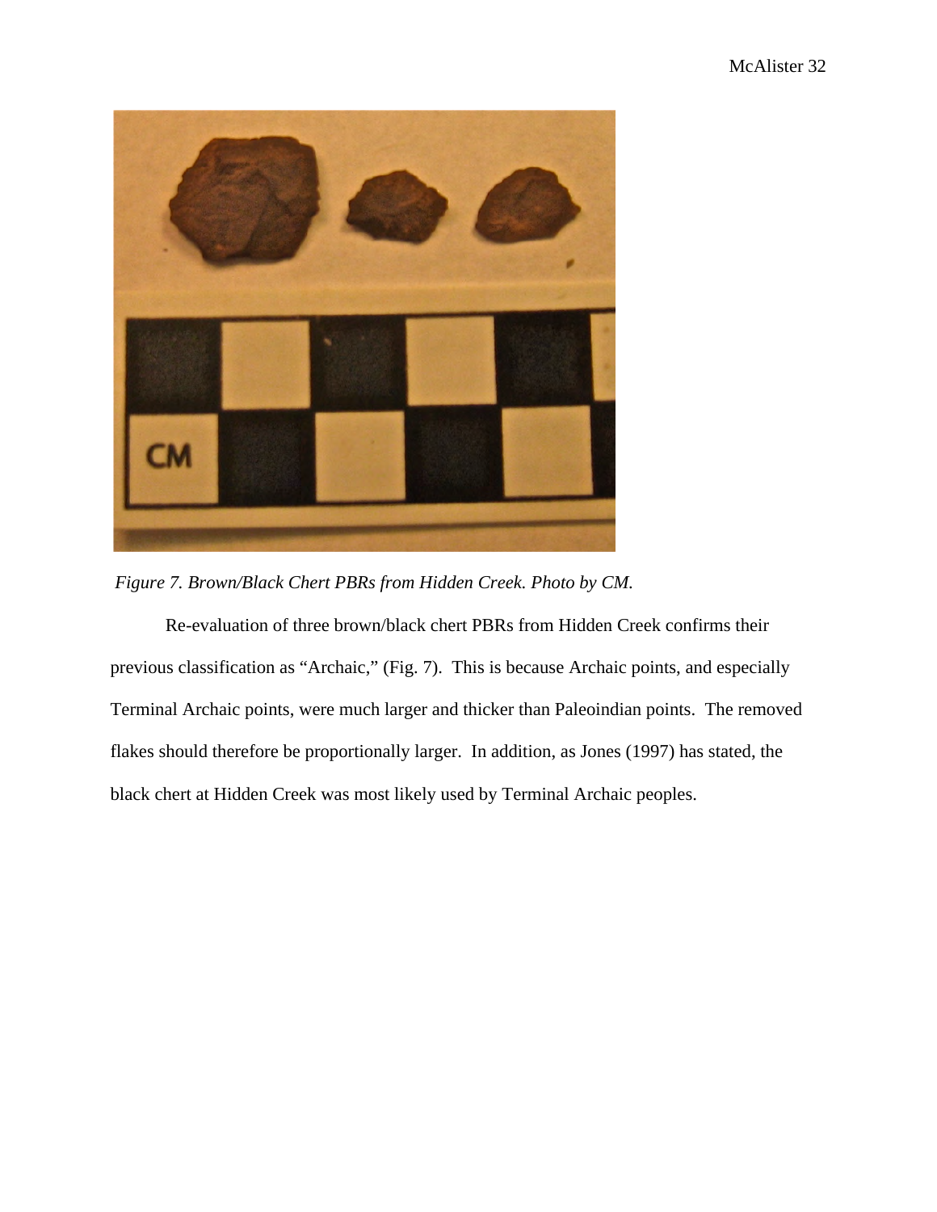*Figure 7. Brown/Black Chert PBRs from Hidden Creek. Photo by CM.*

Re-evaluation of three brown/black chert PBRs from Hidden Creek confirms their previous classification as "Archaic," (Fig. 7). This is because Archaic points, and especially Terminal Archaic points, were much larger and thicker than Paleoindian points. The removed flakes should therefore be proportionally larger. In addition, as Jones (1997) has stated, the black chert at Hidden Creek was most likely used by Terminal Archaic peoples.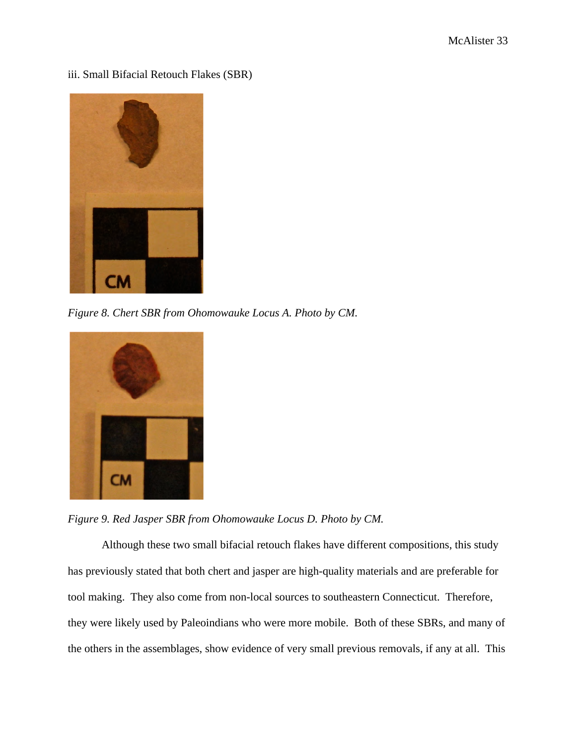iii. Small Bifacial Retouch Flakes (SBR)

*Figure 8. Chert SBR from Ohomowauke Locus A. Photo by CM.*

*Figure 9. Red Jasper SBR from Ohomowauke Locus D. Photo by CM.*

Although these two small bifacial retouch flakes have different compositions, this study has previously stated that both chert and jasper are high-quality materials and are preferable for tool making. They also come from non-local sources to southeastern Connecticut. Therefore, they were likely used by Paleoindians who were more mobile. Both of these SBRs, and many of the others in the assemblages, show evidence of very small previous removals, if any at all. This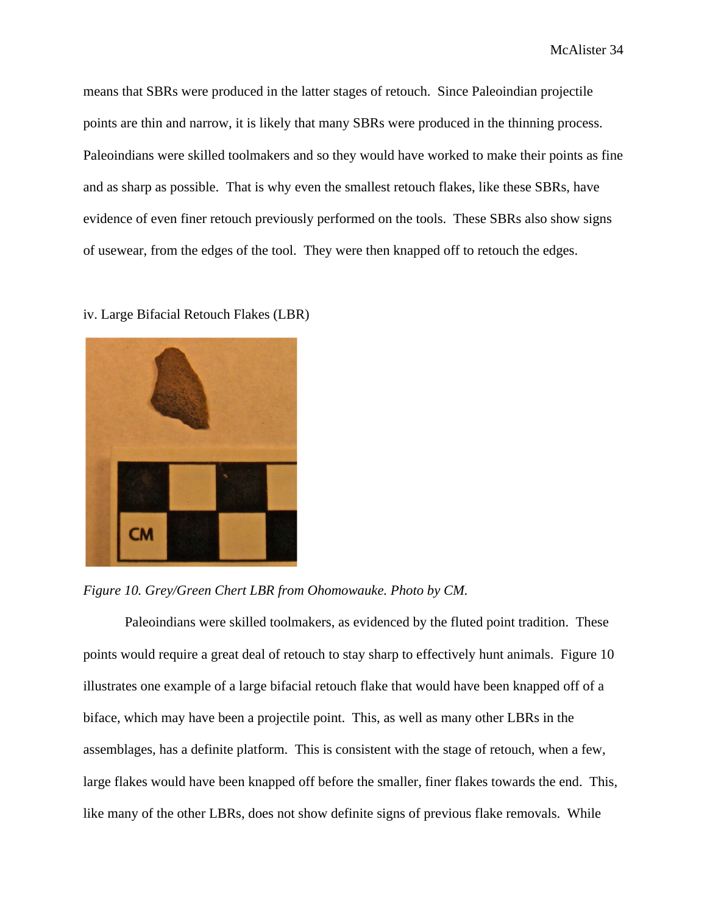means that SBRs were produced in the latter stages of retouch. Since Paleoindian projectile points are thin and narrow, it is likely that many SBRs were produced in the thinning process. Paleoindians were skilled toolmakers and so they would have worked to make their points as fine and as sharp as possible. That is why even the smallest retouch flakes, like these SBRs, have evidence of even finer retouch previously performed on the tools. These SBRs also show signs of usewear, from the edges of the tool. They were then knapped off to retouch the edges.

iv. Large Bifacial Retouch Flakes (LBR)

*Figure 10. Grey/Green Chert LBR from Ohomowauke. Photo by CM.*

Paleoindians were skilled toolmakers, as evidenced by the fluted point tradition. These points would require a great deal of retouch to stay sharp to effectively hunt animals. Figure 10 illustrates one example of a large bifacial retouch flake that would have been knapped off of a biface, which may have been a projectile point. This, as well as many other LBRs in the assemblages, has a definite platform. This is consistent with the stage of retouch, when a few, large flakes would have been knapped off before the smaller, finer flakes towards the end. This, like many of the other LBRs, does not show definite signs of previous flake removals. While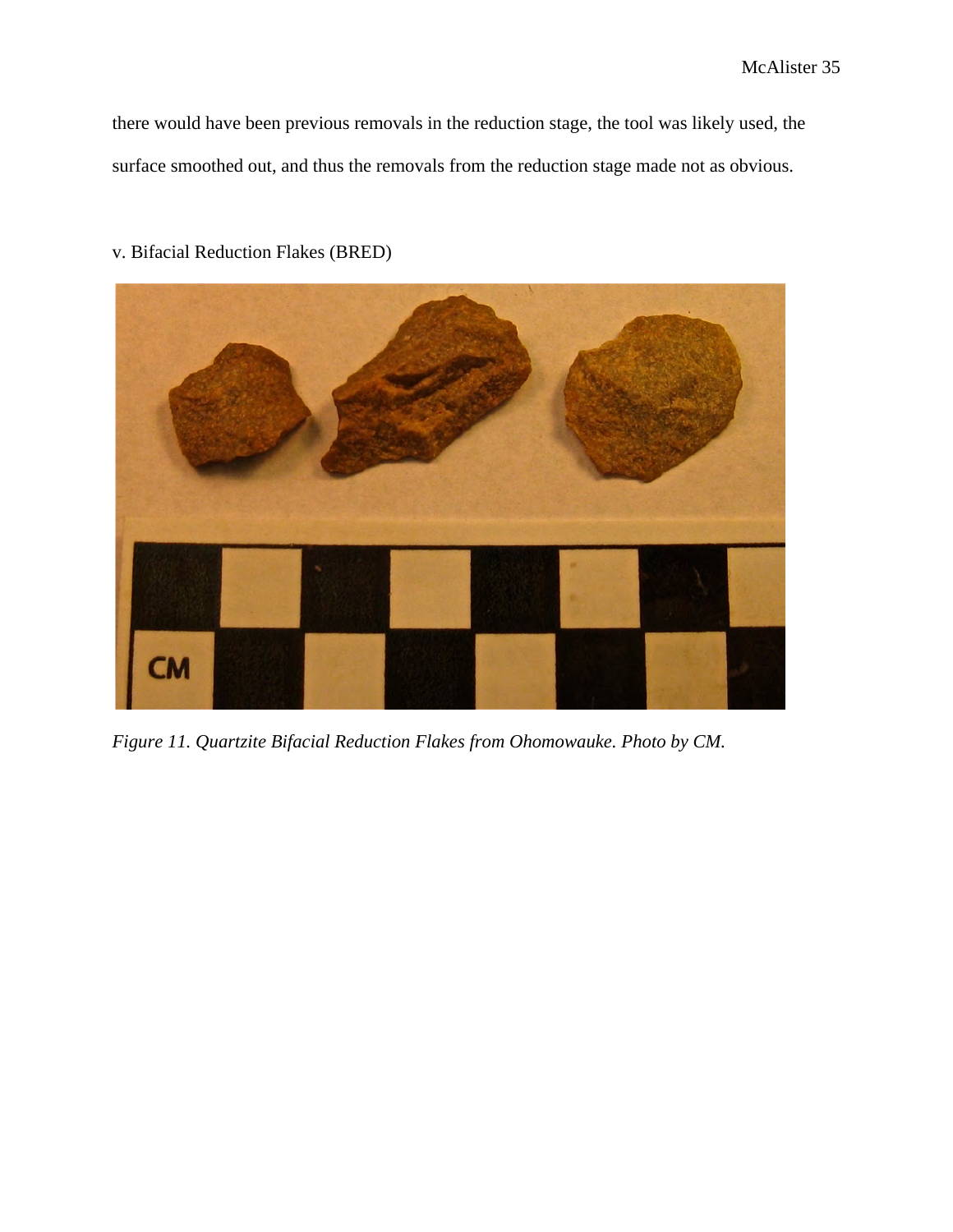there would have been previous removals in the reduction stage, the tool was likely used, the surface smoothed out, and thus the removals from the reduction stage made not as obvious.

v. Bifacial Reduction Flakes (BRED)

*Figure 11. Quartzite Bifacial Reduction Flakes from Ohomowauke. Photo by CM.*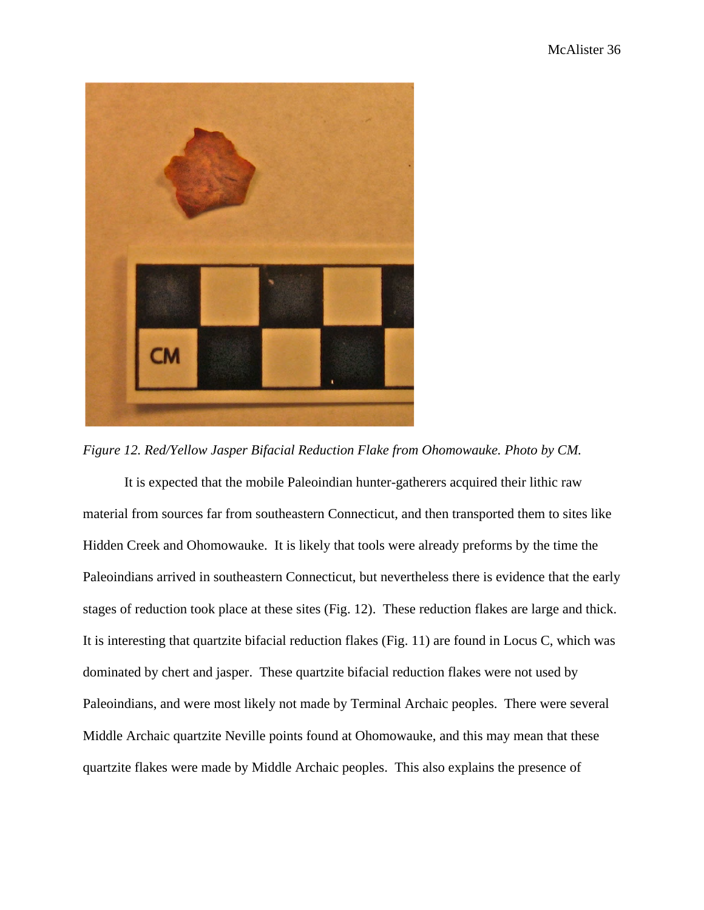*Figure 12. Red/Yellow Jasper Bifacial Reduction Flake from Ohomowauke. Photo by CM.*

It is expected that the mobile Paleoindian hunter-gatherers acquired their lithic raw material from sources far from southeastern Connecticut, and then transported them to sites like Hidden Creek and Ohomowauke. It is likely that tools were already preforms by the time the Paleoindians arrived in southeastern Connecticut, but nevertheless there is evidence that the early stages of reduction took place at these sites (Fig. 12). These reduction flakes are large and thick. It is interesting that quartzite bifacial reduction flakes (Fig. 11) are found in Locus C, which was dominated by chert and jasper. These quartzite bifacial reduction flakes were not used by Paleoindians, and were most likely not made by Terminal Archaic peoples. There were several Middle Archaic quartzite Neville points found at Ohomowauke, and this may mean that these quartzite flakes were made by Middle Archaic peoples. This also explains the presence of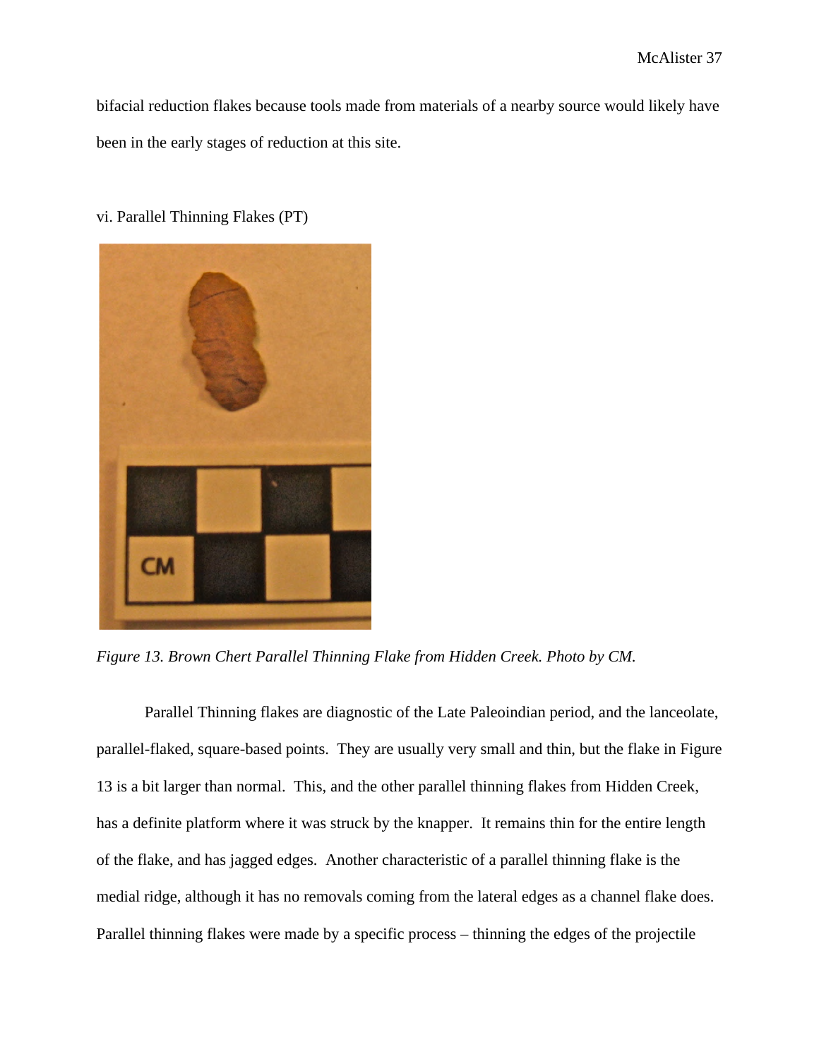bifacial reduction flakes because tools made from materials of a nearby source would likely have been in the early stages of reduction at this site.

vi. Parallel Thinning Flakes (PT)

*Figure 13. Brown Chert Parallel Thinning Flake from Hidden Creek. Photo by CM.*

Parallel Thinning flakes are diagnostic of the Late Paleoindian period, and the lanceolate, parallel-flaked, square-based points. They are usually very small and thin, but the flake in Figure 13 is a bit larger than normal. This, and the other parallel thinning flakes from Hidden Creek, has a definite platform where it was struck by the knapper. It remains thin for the entire length of the flake, and has jagged edges. Another characteristic of a parallel thinning flake is the medial ridge, although it has no removals coming from the lateral edges as a channel flake does. Parallel thinning flakes were made by a specific process – thinning the edges of the projectile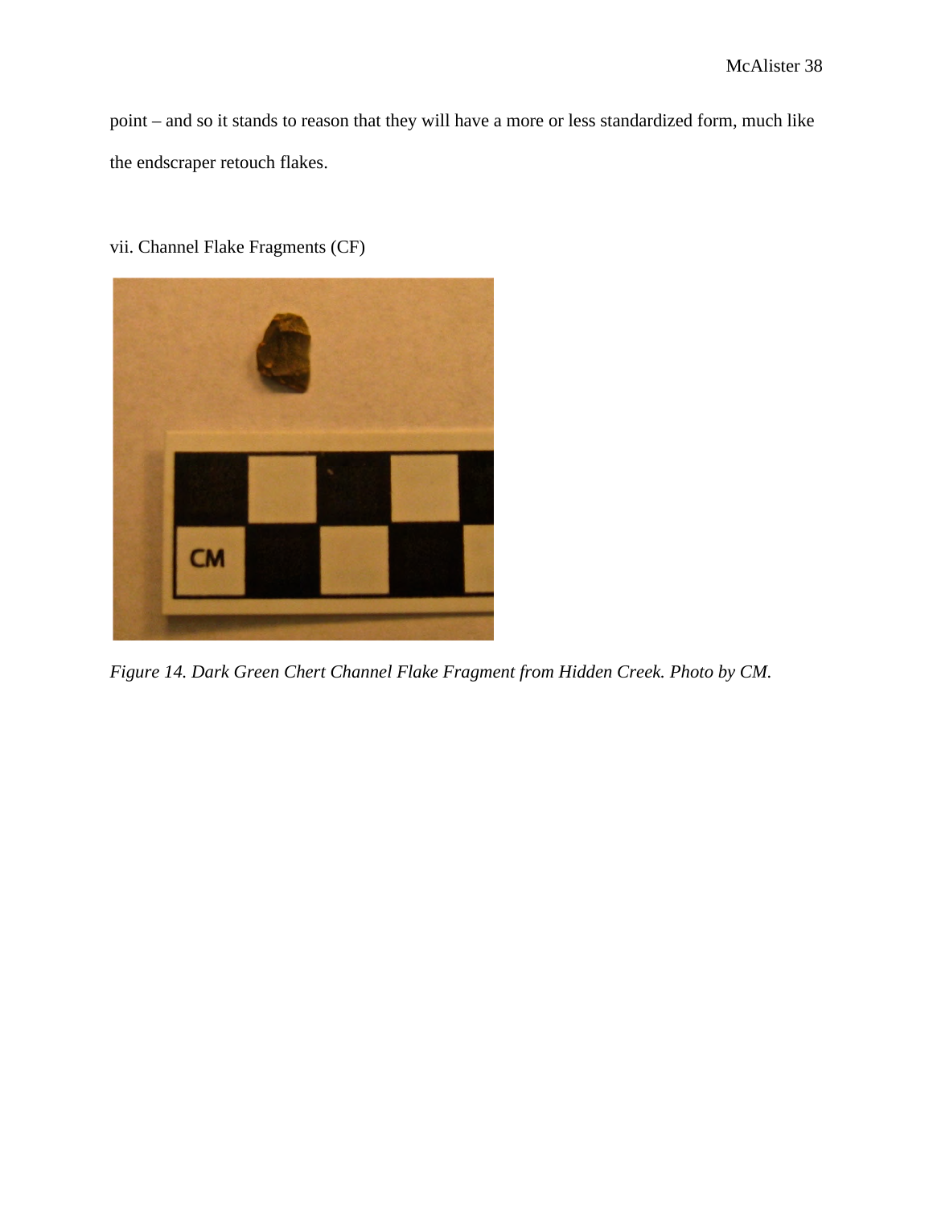point – and so it stands to reason that they will have a more or less standardized form, much like the endscraper retouch flakes.

vii. Channel Flake Fragments (CF)

*Figure 14. Dark Green Chert Channel Flake Fragment from Hidden Creek. Photo by CM.*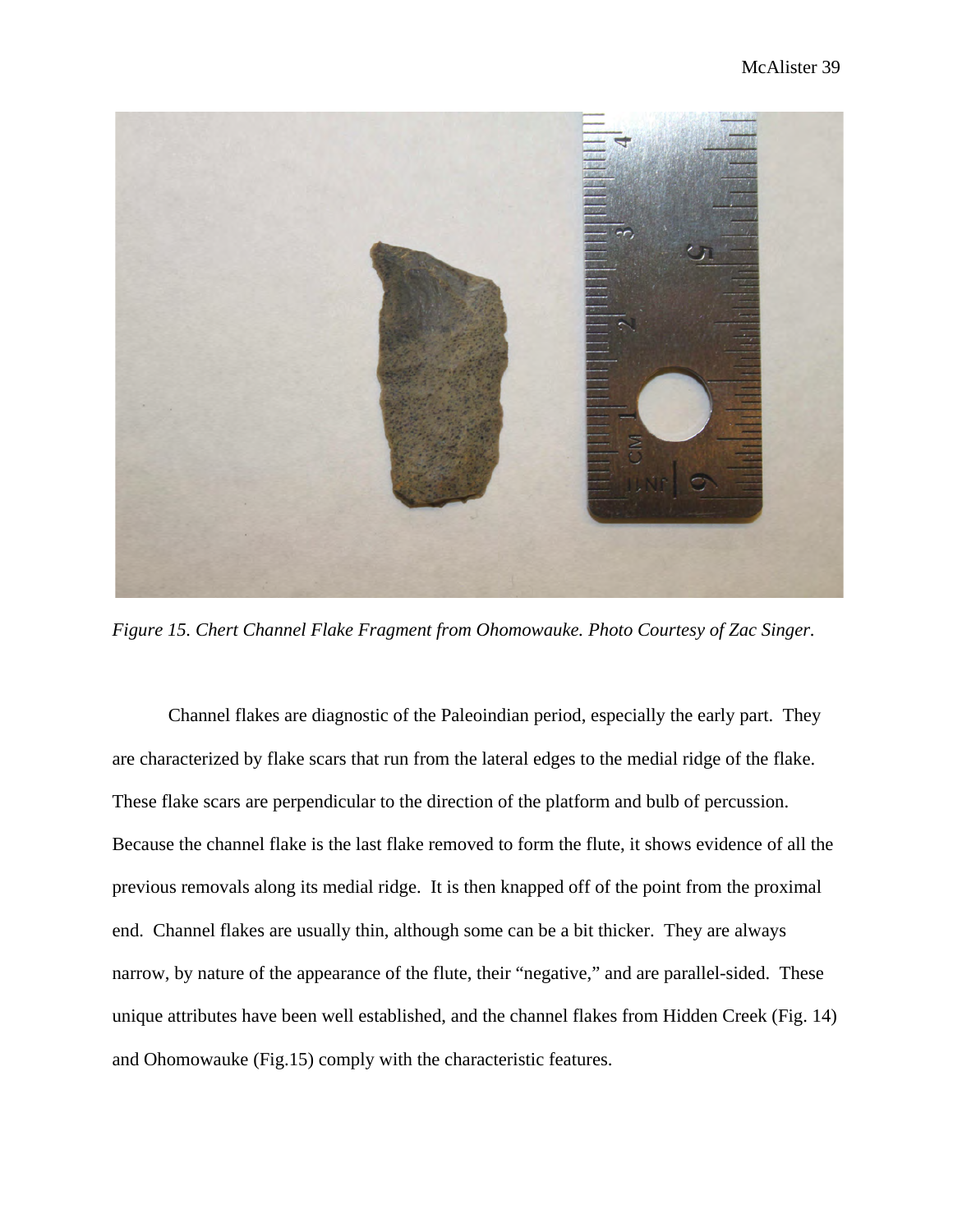*Figure 15. Chert Channel Flake Fragment from Ohomowauke. Photo Courtesy of Zac Singer.*

Channel flakes are diagnostic of the Paleoindian period, especially the early part. They are characterized by flake scars that run from the lateral edges to the medial ridge of the flake. These flake scars are perpendicular to the direction of the platform and bulb of percussion. Because the channel flake is the last flake removed to form the flute, it shows evidence of all the previous removals along its medial ridge. It is then knapped off of the point from the proximal end. Channel flakes are usually thin, although some can be a bit thicker. They are always narrow, by nature of the appearance of the flute, their "negative," and are parallel-sided. These unique attributes have been well established, and the channel flakes from Hidden Creek (Fig. 14) and Ohomowauke (Fig.15) comply with the characteristic features.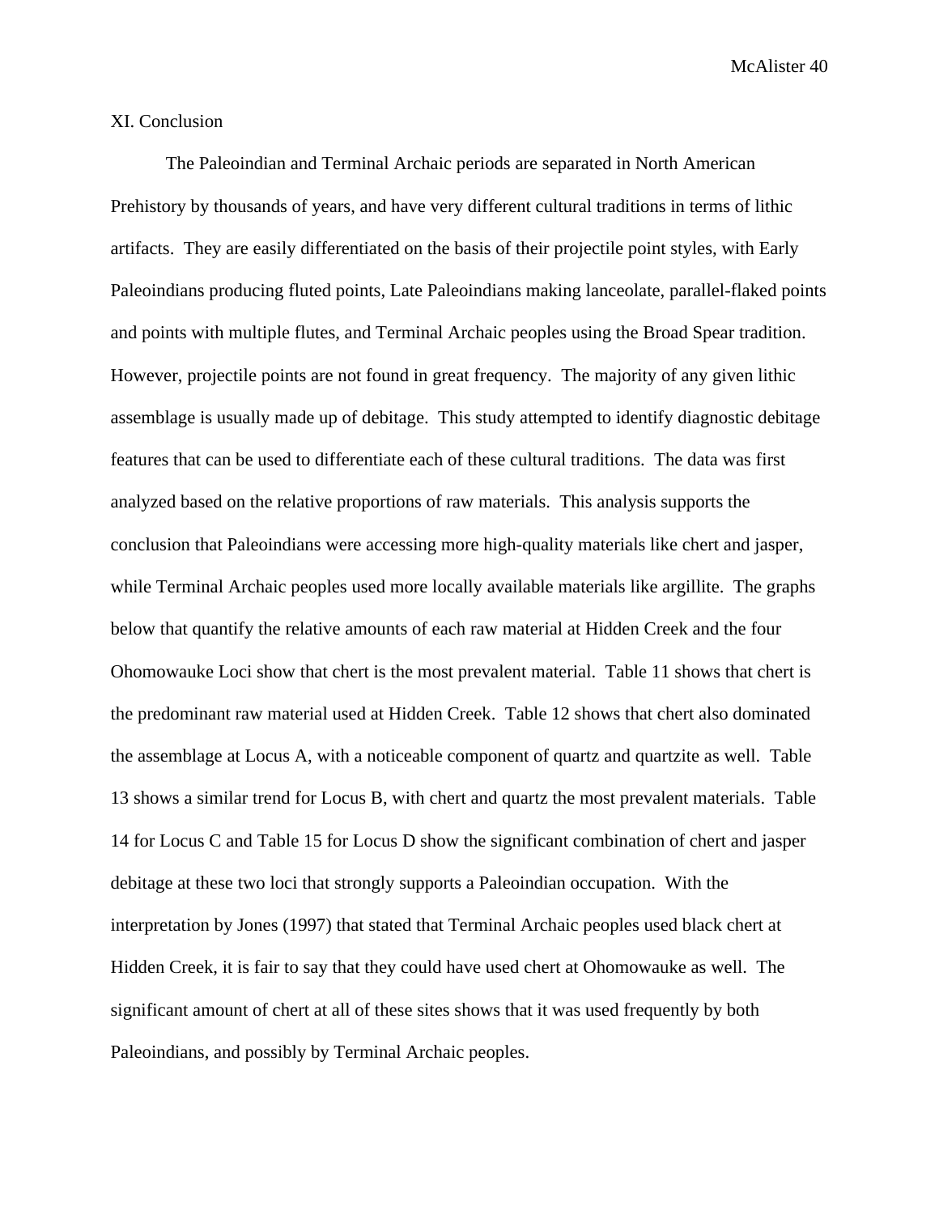## XI. Conclusion

The Paleoindian and Terminal Archaic periods are separated in North American Prehistory by thousands of years, and have very different cultural traditions in terms of lithic artifacts. They are easily differentiated on the basis of their projectile point styles, with Early Paleoindians producing fluted points, Late Paleoindians making lanceolate, parallel-flaked points and points with multiple flutes, and Terminal Archaic peoples using the Broad Spear tradition. However, projectile points are not found in great frequency. The majority of any given lithic assemblage is usually made up of debitage. This study attempted to identify diagnostic debitage features that can be used to differentiate each of these cultural traditions. The data was first analyzed based on the relative proportions of raw materials. This analysis supports the conclusion that Paleoindians were accessing more high-quality materials like chert and jasper, while Terminal Archaic peoples used more locally available materials like argillite. The graphs below that quantify the relative amounts of each raw material at Hidden Creek and the four Ohomowauke Loci show that chert is the most prevalent material. Table 11 shows that chert is the predominant raw material used at Hidden Creek. Table 12 shows that chert also dominated the assemblage at Locus A, with a noticeable component of quartz and quartzite as well. Table 13 shows a similar trend for Locus B, with chert and quartz the most prevalent materials. Table 14 for Locus C and Table 15 for Locus D show the significant combination of chert and jasper debitage at these two loci that strongly supports a Paleoindian occupation. With the interpretation by Jones (1997) that stated that Terminal Archaic peoples used black chert at Hidden Creek, it is fair to say that they could have used chert at Ohomowauke as well. The significant amount of chert at all of these sites shows that it was used frequently by both Paleoindians, and possibly by Terminal Archaic peoples.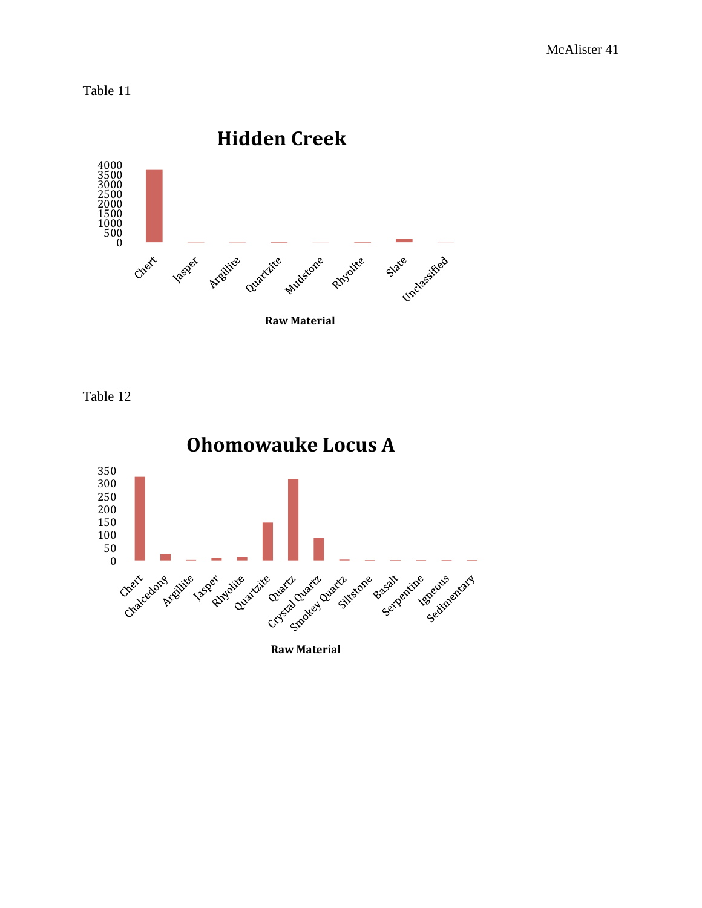Table 11

**Hidden Creek**

| Raw Material |
|---|
| Chert |
| Jasper |
| Argillite |
| Quartzite |
| Mudstone |
| Rhyolite |
| Slate |
| Unclassified |

Y-axis: 0, 500, 1000, 1500, 2000, 2500, 3000, 3500, 4000

Raw Material

Table 12

**Ohomowauke Locus A**

| Raw Material |
|---|
| Chert |
| Chalcedony |
| Argillite |
| Jasper |
| Rhyolite |
| Quartzite |
| Quartz |
| Crystal Quartz |
| Smokey Quartz |
| Siltstone |
| Basalt |
| Serpentine |
| Igneous |
| Sedimentary |

Y-axis: 0, 50, 100, 150, 200, 250, 300, 350

Raw Material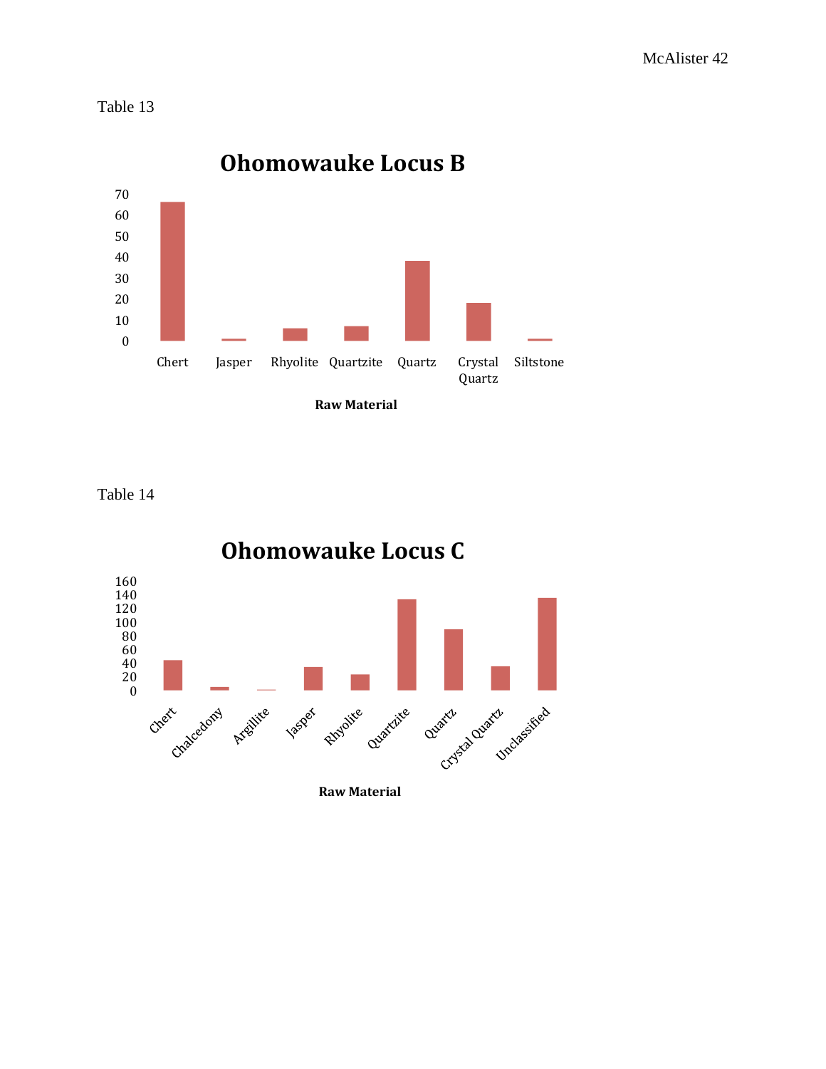Table 13

## Ohomowauke Locus B

| Raw Material | Value |
|---|---|
| Chert | 66 |
| Jasper | 1 |
| Rhyolite | 6 |
| Quartzite | 7 |
| Quartz | 38 |
| Crystal Quartz | 18 |
| Siltstone | 1 |

Table 14

## Ohomowauke Locus C

| Raw Material | Value |
|---|---|
| Chert | 44 |
| Chalcedony | 5 |
| Argillite | 1 |
| Jasper | 34 |
| Rhyolite | 23 |
| Quartzite | 133 |
| Quartz | 89 |
| Crystal Quartz | 35 |
| Unclassified | 135 |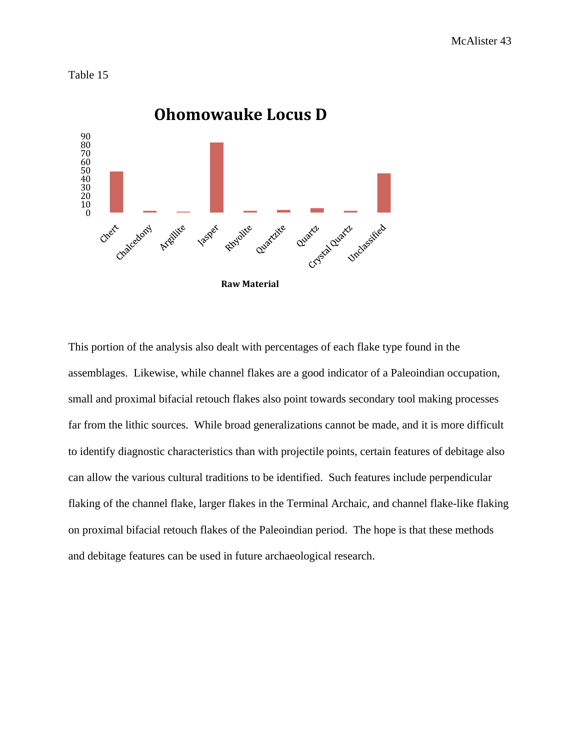Table 15

**Ohomowauke Locus D**

**Raw Material**

This portion of the analysis also dealt with percentages of each flake type found in the assemblages. Likewise, while channel flakes are a good indicator of a Paleoindian occupation, small and proximal bifacial retouch flakes also point towards secondary tool making processes far from the lithic sources. While broad generalizations cannot be made, and it is more difficult to identify diagnostic characteristics than with projectile points, certain features of debitage also can allow the various cultural traditions to be identified. Such features include perpendicular flaking of the channel flake, larger flakes in the Terminal Archaic, and channel flake-like flaking on proximal bifacial retouch flakes of the Paleoindian period. The hope is that these methods and debitage features can be used in future archaeological research.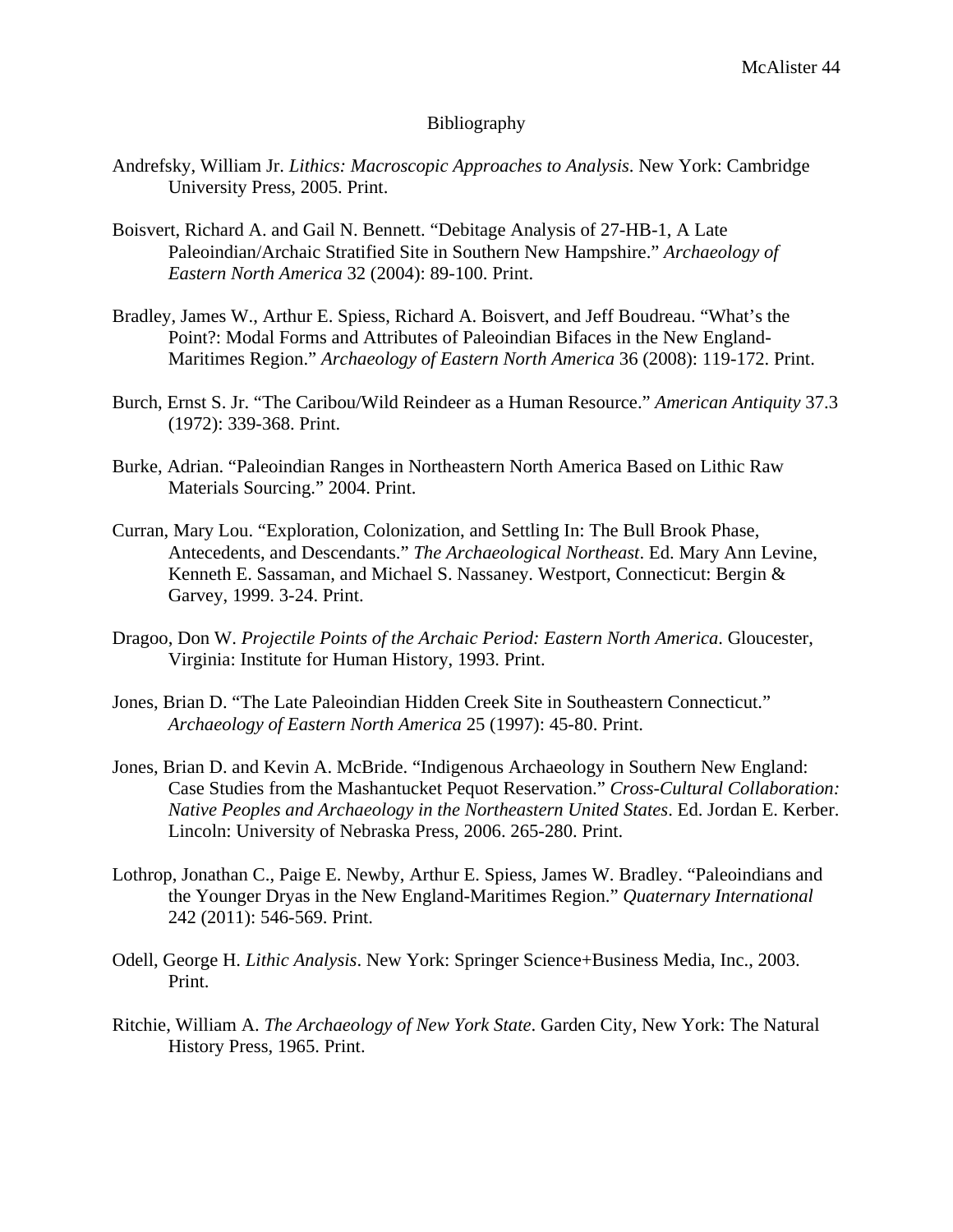# Bibliography

Andrefsky, William Jr. *Lithics: Macroscopic Approaches to Analysis*. New York: Cambridge University Press, 2005. Print.

Boisvert, Richard A. and Gail N. Bennett. “Debitage Analysis of 27-HB-1, A Late Paleoindian/Archaic Stratified Site in Southern New Hampshire.” *Archaeology of Eastern North America* 32 (2004): 89-100. Print.

Bradley, James W., Arthur E. Spiess, Richard A. Boisvert, and Jeff Boudreau. “What’s the Point?: Modal Forms and Attributes of Paleoindian Bifaces in the New England-Maritimes Region.” *Archaeology of Eastern North America* 36 (2008): 119-172. Print.

Burch, Ernst S. Jr. “The Caribou/Wild Reindeer as a Human Resource.” *American Antiquity* 37.3 (1972): 339-368. Print.

Burke, Adrian. “Paleoindian Ranges in Northeastern North America Based on Lithic Raw Materials Sourcing.” 2004. Print.

Curran, Mary Lou. “Exploration, Colonization, and Settling In: The Bull Brook Phase, Antecedents, and Descendants.” *The Archaeological Northeast*. Ed. Mary Ann Levine, Kenneth E. Sassaman, and Michael S. Nassaney. Westport, Connecticut: Bergin & Garvey, 1999. 3-24. Print.

Dragoo, Don W. *Projectile Points of the Archaic Period: Eastern North America*. Gloucester, Virginia: Institute for Human History, 1993. Print.

Jones, Brian D. “The Late Paleoindian Hidden Creek Site in Southeastern Connecticut.” *Archaeology of Eastern North America* 25 (1997): 45-80. Print.

Jones, Brian D. and Kevin A. McBride. “Indigenous Archaeology in Southern New England: Case Studies from the Mashantucket Pequot Reservation.” *Cross-Cultural Collaboration: Native Peoples and Archaeology in the Northeastern United States*. Ed. Jordan E. Kerber. Lincoln: University of Nebraska Press, 2006. 265-280. Print.

Lothrop, Jonathan C., Paige E. Newby, Arthur E. Spiess, James W. Bradley. “Paleoindians and the Younger Dryas in the New England-Maritimes Region.” *Quaternary International* 242 (2011): 546-569. Print.

Odell, George H. *Lithic Analysis*. New York: Springer Science+Business Media, Inc., 2003. Print.

Ritchie, William A. *The Archaeology of New York State*. Garden City, New York: The Natural History Press, 1965. Print.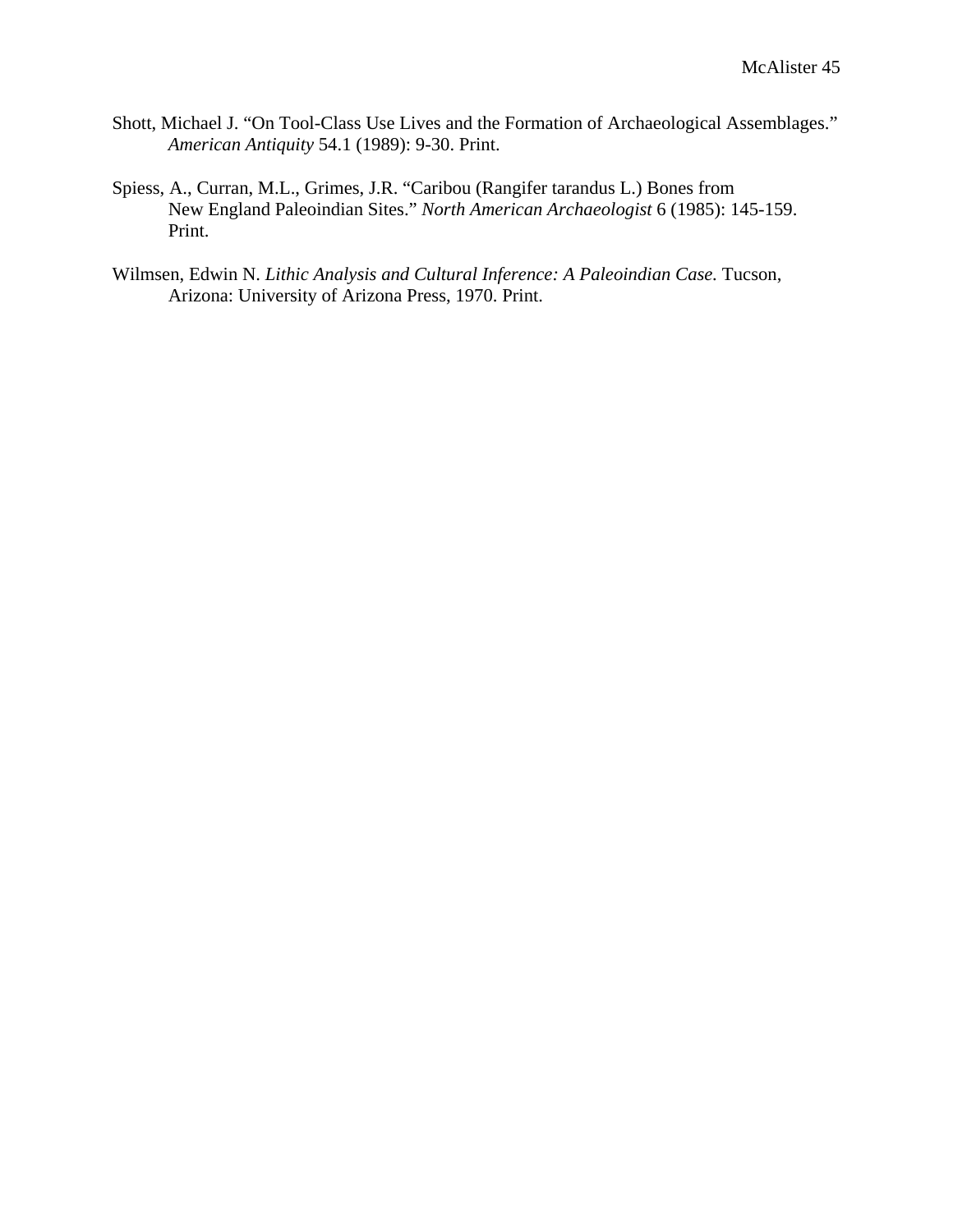Shott, Michael J. "On Tool-Class Use Lives and the Formation of Archaeological Assemblages." *American Antiquity* 54.1 (1989): 9-30. Print.

Spiess, A., Curran, M.L., Grimes, J.R. "Caribou (Rangifer tarandus L.) Bones from New England Paleoindian Sites." *North American Archaeologist* 6 (1985): 145-159. Print.

Wilmsen, Edwin N. *Lithic Analysis and Cultural Inference: A Paleoindian Case.* Tucson, Arizona: University of Arizona Press, 1970. Print.